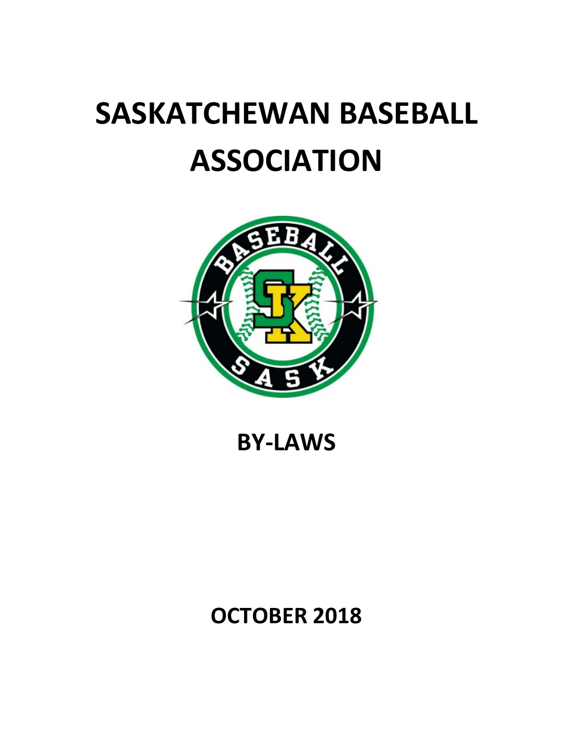# SASKATCHEWAN BASEBALL ASSOCIATION

## BY-LAWS

## OCTOBER 2018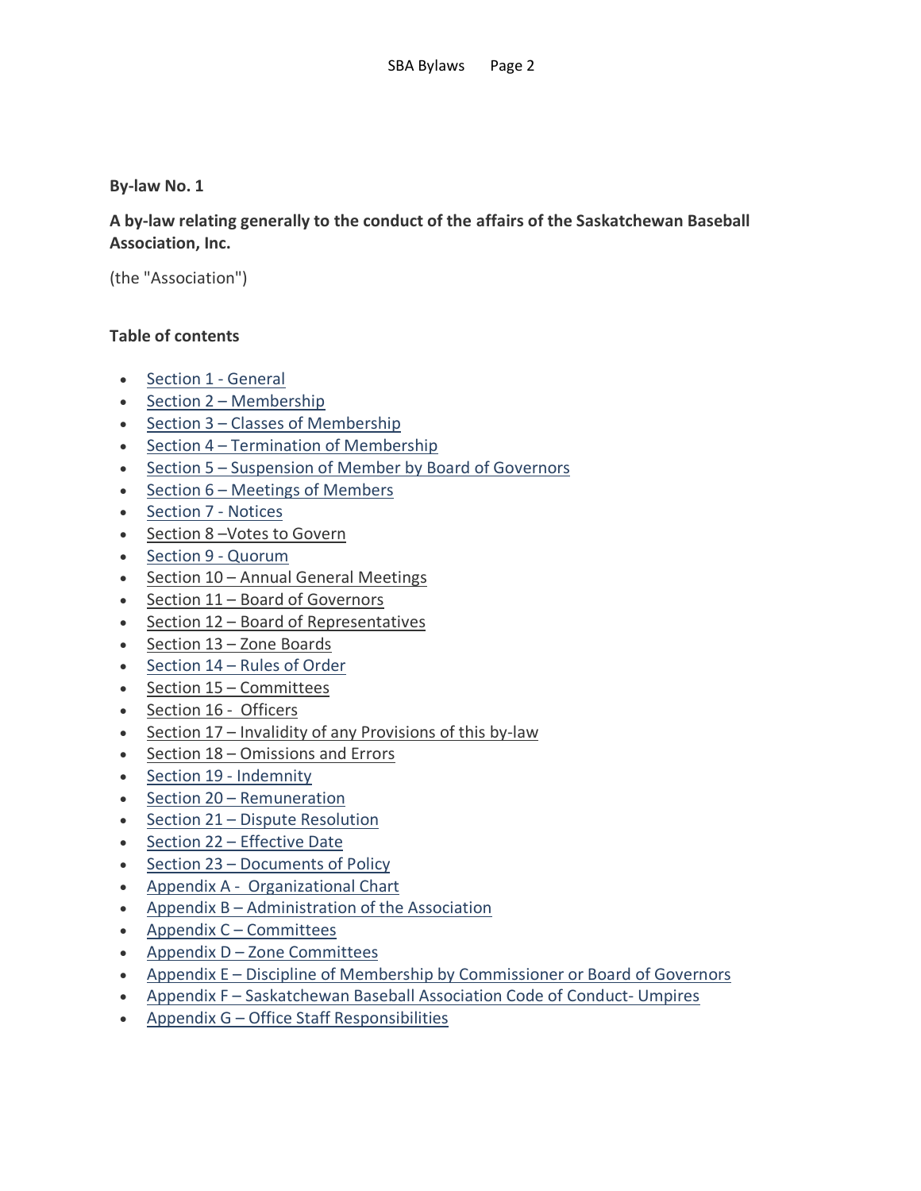**By-law No. 1**

**A by-law relating generally to the conduct of the affairs of the Saskatchewan Baseball Association, Inc.**

(the "Association")

**Table of contents**

- Section 1 - General
- Section 2 – Membership
- Section 3 – Classes of Membership
- Section 4 – Termination of Membership
- Section 5 – Suspension of Member by Board of Governors
- Section 6 – Meetings of Members
- Section 7 - Notices
- Section 8 –Votes to Govern
- Section 9 - Quorum
- Section 10 – Annual General Meetings
- Section 11 – Board of Governors
- Section 12 – Board of Representatives
- Section 13 – Zone Boards
- Section 14 – Rules of Order
- Section 15 – Committees
- Section 16 - Officers
- Section 17 – Invalidity of any Provisions of this by-law
- Section 18 – Omissions and Errors
- Section 19 - Indemnity
- Section 20 – Remuneration
- Section 21 – Dispute Resolution
- Section 22 – Effective Date
- Section 23 – Documents of Policy
- Appendix A - Organizational Chart
- Appendix B – Administration of the Association
- Appendix C – Committees
- Appendix D – Zone Committees
- Appendix E – Discipline of Membership by Commissioner or Board of Governors
- Appendix F – Saskatchewan Baseball Association Code of Conduct- Umpires
- Appendix G – Office Staff Responsibilities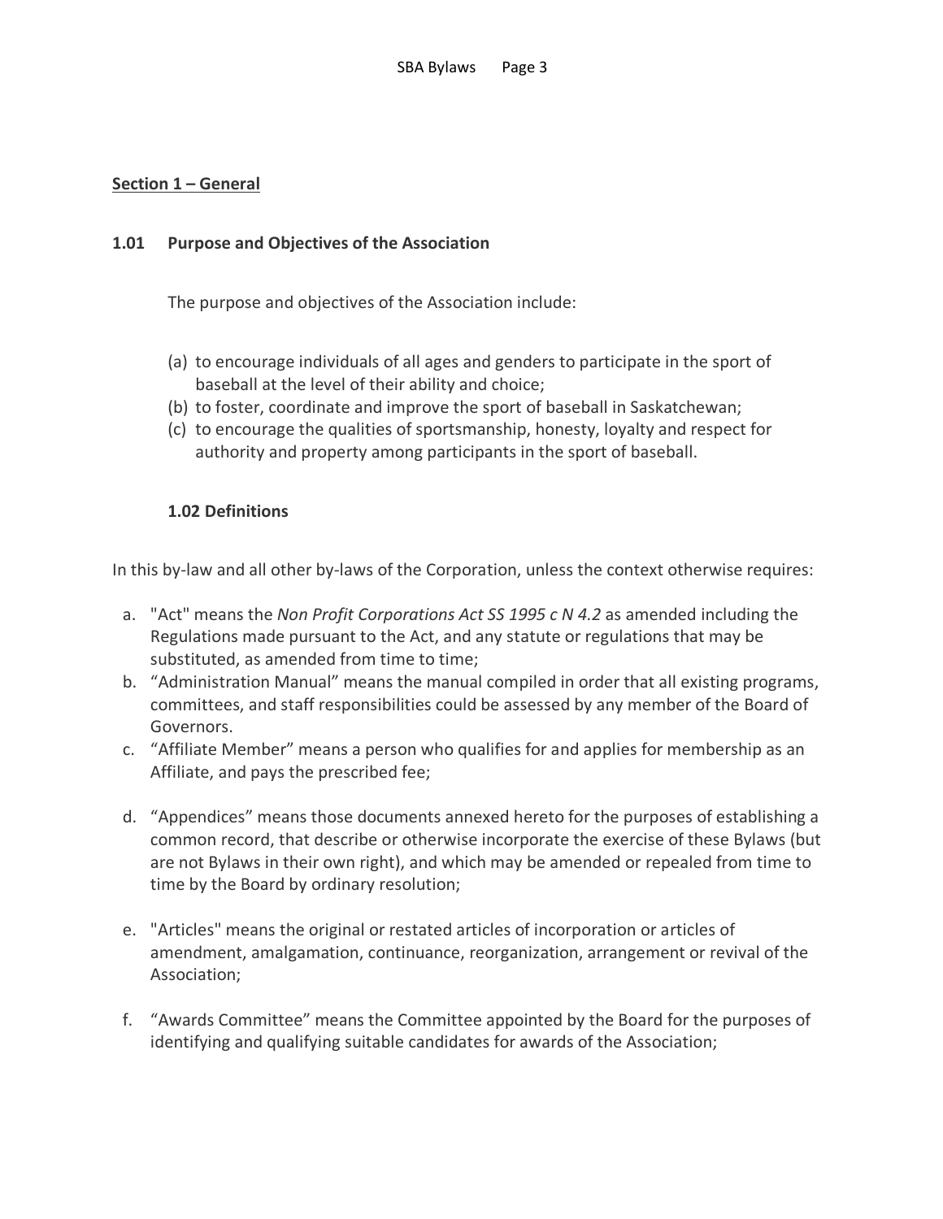## Section 1 – General

### 1.01 Purpose and Objectives of the Association

The purpose and objectives of the Association include:

(a) to encourage individuals of all ages and genders to participate in the sport of baseball at the level of their ability and choice;
(b) to foster, coordinate and improve the sport of baseball in Saskatchewan;
(c) to encourage the qualities of sportsmanship, honesty, loyalty and respect for authority and property among participants in the sport of baseball.

### 1.02 Definitions

In this by-law and all other by-laws of the Corporation, unless the context otherwise requires:

a. "Act" means the *Non Profit Corporations Act SS 1995 c N 4.2* as amended including the Regulations made pursuant to the Act, and any statute or regulations that may be substituted, as amended from time to time;
b. "Administration Manual" means the manual compiled in order that all existing programs, committees, and staff responsibilities could be assessed by any member of the Board of Governors.
c. "Affiliate Member" means a person who qualifies for and applies for membership as an Affiliate, and pays the prescribed fee;
d. "Appendices" means those documents annexed hereto for the purposes of establishing a common record, that describe or otherwise incorporate the exercise of these Bylaws (but are not Bylaws in their own right), and which may be amended or repealed from time to time by the Board by ordinary resolution;
e. "Articles" means the original or restated articles of incorporation or articles of amendment, amalgamation, continuance, reorganization, arrangement or revival of the Association;
f. "Awards Committee" means the Committee appointed by the Board for the purposes of identifying and qualifying suitable candidates for awards of the Association;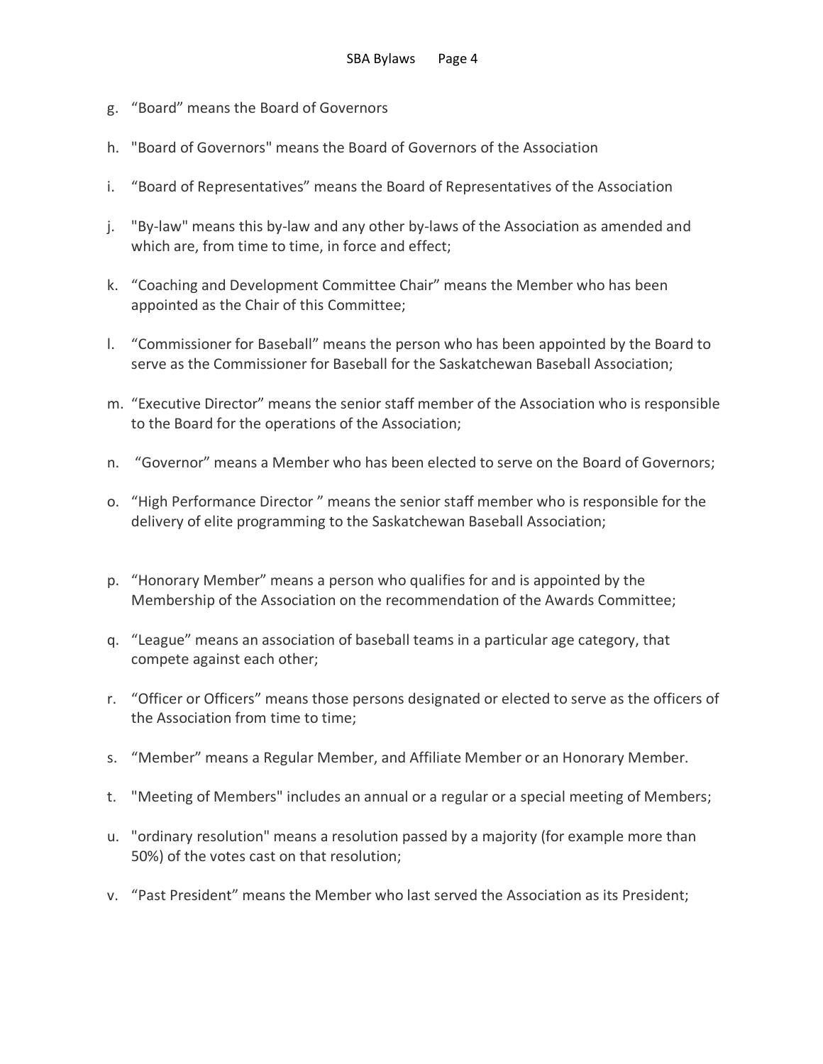g. “Board” means the Board of Governors

h. "Board of Governors" means the Board of Governors of the Association

i. “Board of Representatives” means the Board of Representatives of the Association

j. "By-law" means this by-law and any other by-laws of the Association as amended and which are, from time to time, in force and effect;

k. “Coaching and Development Committee Chair” means the Member who has been appointed as the Chair of this Committee;

l. “Commissioner for Baseball” means the person who has been appointed by the Board to serve as the Commissioner for Baseball for the Saskatchewan Baseball Association;

m. “Executive Director” means the senior staff member of the Association who is responsible to the Board for the operations of the Association;

n. “Governor” means a Member who has been elected to serve on the Board of Governors;

o. “High Performance Director ” means the senior staff member who is responsible for the delivery of elite programming to the Saskatchewan Baseball Association;

p. “Honorary Member” means a person who qualifies for and is appointed by the Membership of the Association on the recommendation of the Awards Committee;

q. “League” means an association of baseball teams in a particular age category, that compete against each other;

r. “Officer or Officers” means those persons designated or elected to serve as the officers of the Association from time to time;

s. “Member” means a Regular Member, and Affiliate Member or an Honorary Member.

t. "Meeting of Members" includes an annual or a regular or a special meeting of Members;

u. "ordinary resolution" means a resolution passed by a majority (for example more than 50%) of the votes cast on that resolution;

v. “Past President” means the Member who last served the Association as its President;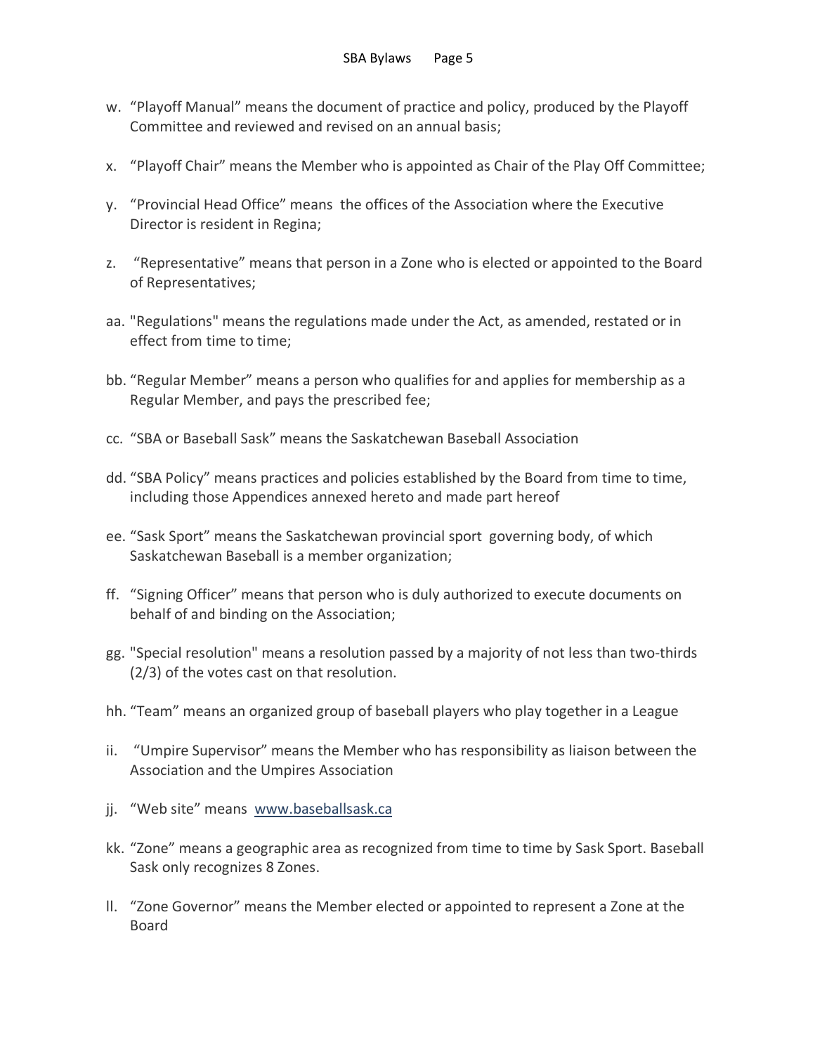w. “Playoff Manual” means the document of practice and policy, produced by the Playoff Committee and reviewed and revised on an annual basis;

x. “Playoff Chair” means the Member who is appointed as Chair of the Play Off Committee;

y. “Provincial Head Office” means the offices of the Association where the Executive Director is resident in Regina;

z. “Representative” means that person in a Zone who is elected or appointed to the Board of Representatives;

aa. "Regulations" means the regulations made under the Act, as amended, restated or in effect from time to time;

bb. “Regular Member” means a person who qualifies for and applies for membership as a Regular Member, and pays the prescribed fee;

cc. “SBA or Baseball Sask” means the Saskatchewan Baseball Association

dd. “SBA Policy” means practices and policies established by the Board from time to time, including those Appendices annexed hereto and made part hereof

ee. “Sask Sport” means the Saskatchewan provincial sport governing body, of which Saskatchewan Baseball is a member organization;

ff. “Signing Officer” means that person who is duly authorized to execute documents on behalf of and binding on the Association;

gg. "Special resolution" means a resolution passed by a majority of not less than two-thirds (2/3) of the votes cast on that resolution.

hh. “Team” means an organized group of baseball players who play together in a League

ii. “Umpire Supervisor” means the Member who has responsibility as liaison between the Association and the Umpires Association

jj. “Web site” means www.baseballsask.ca

kk. “Zone” means a geographic area as recognized from time to time by Sask Sport. Baseball Sask only recognizes 8 Zones.

ll. “Zone Governor” means the Member elected or appointed to represent a Zone at the Board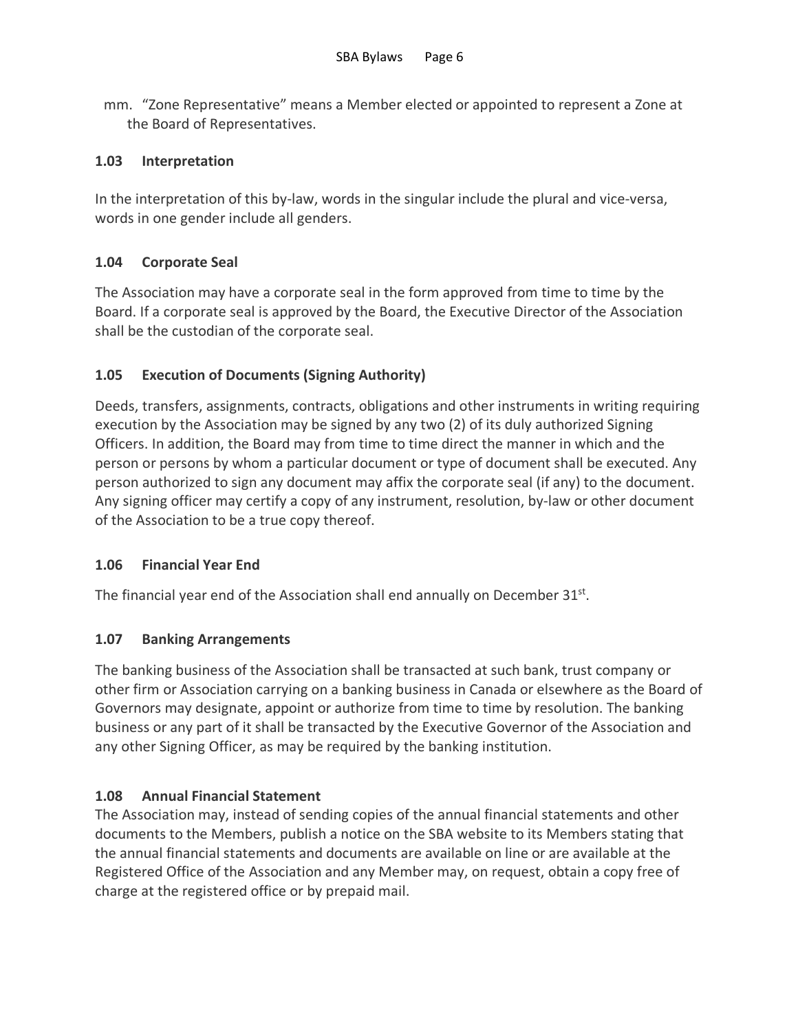mm. “Zone Representative” means a Member elected or appointed to represent a Zone at the Board of Representatives.

### 1.03 Interpretation

In the interpretation of this by-law, words in the singular include the plural and vice-versa, words in one gender include all genders.

### 1.04 Corporate Seal

The Association may have a corporate seal in the form approved from time to time by the Board. If a corporate seal is approved by the Board, the Executive Director of the Association shall be the custodian of the corporate seal.

### 1.05 Execution of Documents (Signing Authority)

Deeds, transfers, assignments, contracts, obligations and other instruments in writing requiring execution by the Association may be signed by any two (2) of its duly authorized Signing Officers. In addition, the Board may from time to time direct the manner in which and the person or persons by whom a particular document or type of document shall be executed. Any person authorized to sign any document may affix the corporate seal (if any) to the document. Any signing officer may certify a copy of any instrument, resolution, by-law or other document of the Association to be a true copy thereof.

### 1.06 Financial Year End

The financial year end of the Association shall end annually on December 31st.

### 1.07 Banking Arrangements

The banking business of the Association shall be transacted at such bank, trust company or other firm or Association carrying on a banking business in Canada or elsewhere as the Board of Governors may designate, appoint or authorize from time to time by resolution. The banking business or any part of it shall be transacted by the Executive Governor of the Association and any other Signing Officer, as may be required by the banking institution.

### 1.08 Annual Financial Statement

The Association may, instead of sending copies of the annual financial statements and other documents to the Members, publish a notice on the SBA website to its Members stating that the annual financial statements and documents are available on line or are available at the Registered Office of the Association and any Member may, on request, obtain a copy free of charge at the registered office or by prepaid mail.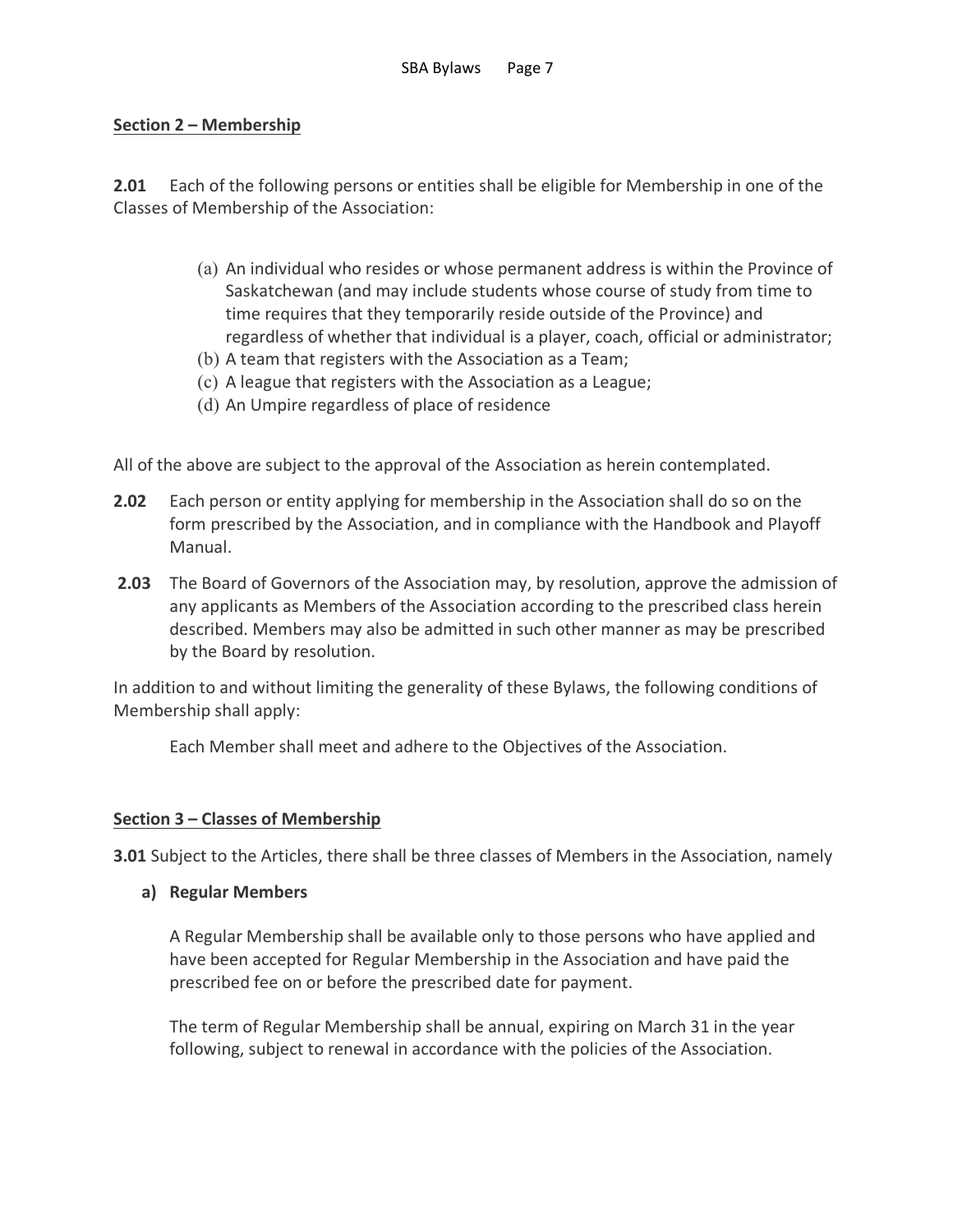## Section 2 – Membership

**2.01** Each of the following persons or entities shall be eligible for Membership in one of the Classes of Membership of the Association:

(a) An individual who resides or whose permanent address is within the Province of Saskatchewan (and may include students whose course of study from time to time requires that they temporarily reside outside of the Province) and regardless of whether that individual is a player, coach, official or administrator;
(b) A team that registers with the Association as a Team;
(c) A league that registers with the Association as a League;
(d) An Umpire regardless of place of residence

All of the above are subject to the approval of the Association as herein contemplated.

**2.02** Each person or entity applying for membership in the Association shall do so on the form prescribed by the Association, and in compliance with the Handbook and Playoff Manual.

**2.03** The Board of Governors of the Association may, by resolution, approve the admission of any applicants as Members of the Association according to the prescribed class herein described. Members may also be admitted in such other manner as may be prescribed by the Board by resolution.

In addition to and without limiting the generality of these Bylaws, the following conditions of Membership shall apply:

Each Member shall meet and adhere to the Objectives of the Association.

## Section 3 – Classes of Membership

**3.01** Subject to the Articles, there shall be three classes of Members in the Association, namely

**a) Regular Members**

A Regular Membership shall be available only to those persons who have applied and have been accepted for Regular Membership in the Association and have paid the prescribed fee on or before the prescribed date for payment.

The term of Regular Membership shall be annual, expiring on March 31 in the year following, subject to renewal in accordance with the policies of the Association.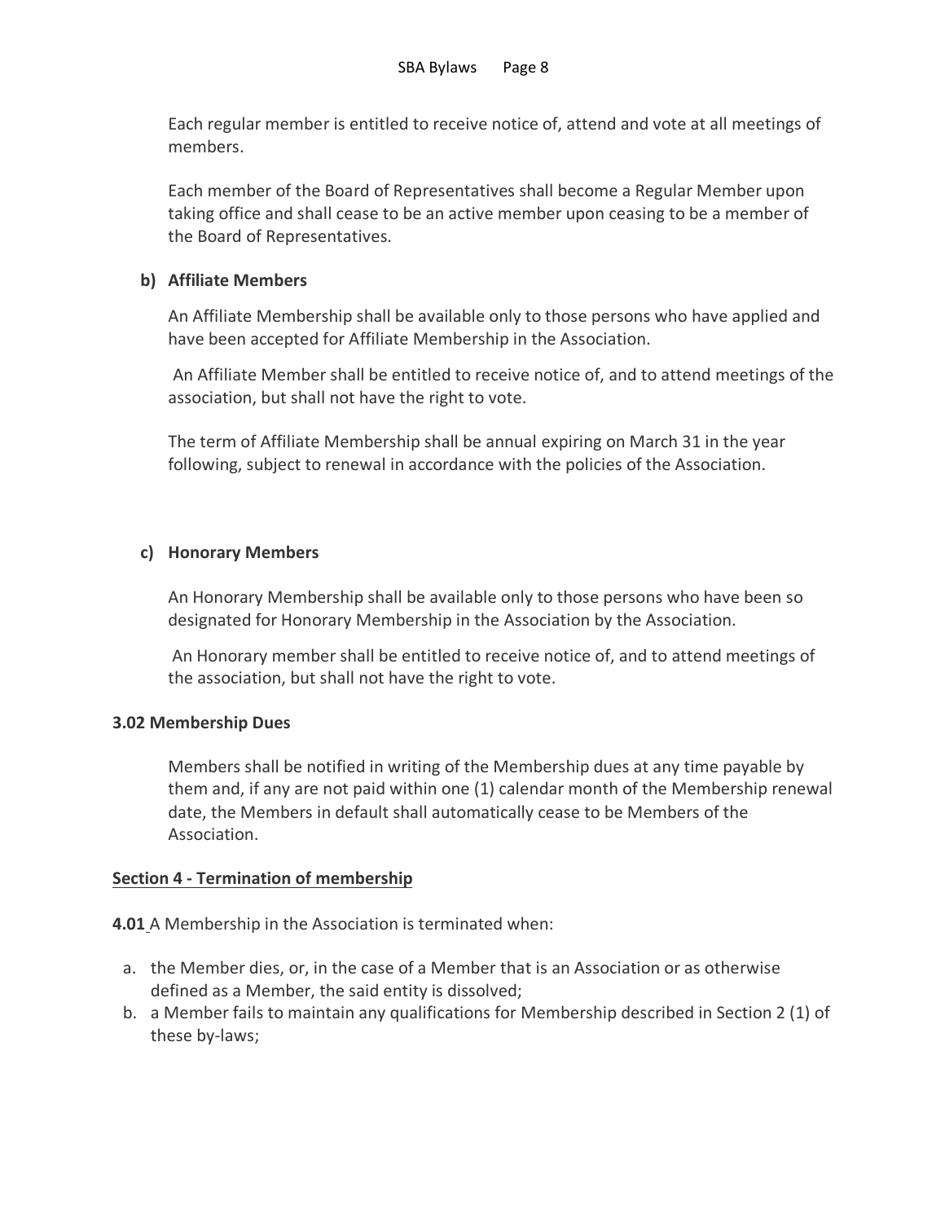Each regular member is entitled to receive notice of, attend and vote at all meetings of members.

Each member of the Board of Representatives shall become a Regular Member upon taking office and shall cease to be an active member upon ceasing to be a member of the Board of Representatives.

**b) Affiliate Members**

An Affiliate Membership shall be available only to those persons who have applied and have been accepted for Affiliate Membership in the Association.

An Affiliate Member shall be entitled to receive notice of, and to attend meetings of the association, but shall not have the right to vote.

The term of Affiliate Membership shall be annual expiring on March 31 in the year following, subject to renewal in accordance with the policies of the Association.

**c) Honorary Members**

An Honorary Membership shall be available only to those persons who have been so designated for Honorary Membership in the Association by the Association.

An Honorary member shall be entitled to receive notice of, and to attend meetings of the association, but shall not have the right to vote.

**3.02 Membership Dues**

Members shall be notified in writing of the Membership dues at any time payable by them and, if any are not paid within one (1) calendar month of the Membership renewal date, the Members in default shall automatically cease to be Members of the Association.

## Section 4 - Termination of membership

**4.01** A Membership in the Association is terminated when:

a. the Member dies, or, in the case of a Member that is an Association or as otherwise defined as a Member, the said entity is dissolved;
b. a Member fails to maintain any qualifications for Membership described in Section 2 (1) of these by-laws;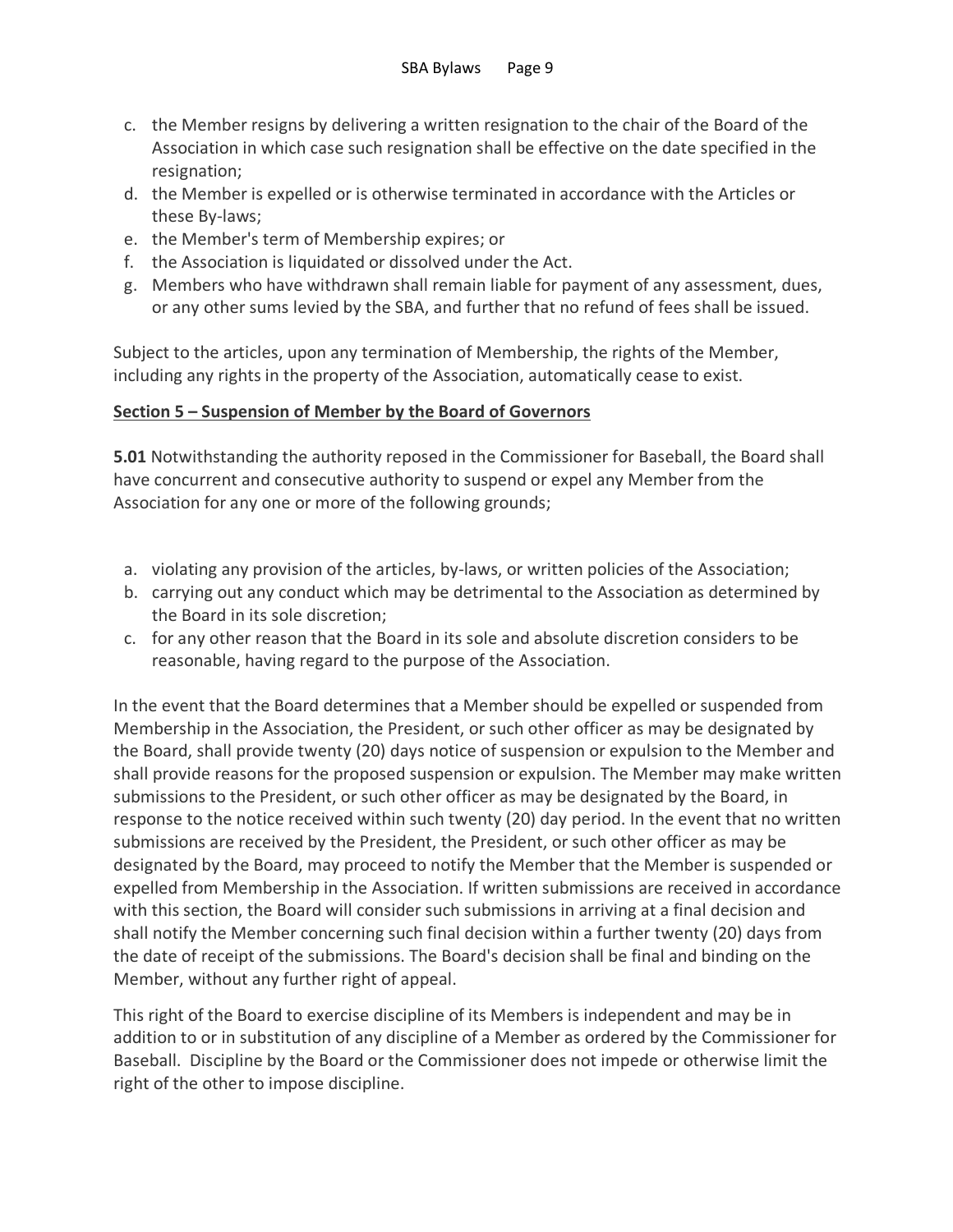c. the Member resigns by delivering a written resignation to the chair of the Board of the Association in which case such resignation shall be effective on the date specified in the resignation;
d. the Member is expelled or is otherwise terminated in accordance with the Articles or these By-laws;
e. the Member's term of Membership expires; or
f. the Association is liquidated or dissolved under the Act.
g. Members who have withdrawn shall remain liable for payment of any assessment, dues, or any other sums levied by the SBA, and further that no refund of fees shall be issued.

Subject to the articles, upon any termination of Membership, the rights of the Member, including any rights in the property of the Association, automatically cease to exist.

## Section 5 – Suspension of Member by the Board of Governors

**5.01** Notwithstanding the authority reposed in the Commissioner for Baseball, the Board shall have concurrent and consecutive authority to suspend or expel any Member from the Association for any one or more of the following grounds;

a. violating any provision of the articles, by-laws, or written policies of the Association;
b. carrying out any conduct which may be detrimental to the Association as determined by the Board in its sole discretion;
c. for any other reason that the Board in its sole and absolute discretion considers to be reasonable, having regard to the purpose of the Association.

In the event that the Board determines that a Member should be expelled or suspended from Membership in the Association, the President, or such other officer as may be designated by the Board, shall provide twenty (20) days notice of suspension or expulsion to the Member and shall provide reasons for the proposed suspension or expulsion. The Member may make written submissions to the President, or such other officer as may be designated by the Board, in response to the notice received within such twenty (20) day period. In the event that no written submissions are received by the President, the President, or such other officer as may be designated by the Board, may proceed to notify the Member that the Member is suspended or expelled from Membership in the Association. If written submissions are received in accordance with this section, the Board will consider such submissions in arriving at a final decision and shall notify the Member concerning such final decision within a further twenty (20) days from the date of receipt of the submissions. The Board's decision shall be final and binding on the Member, without any further right of appeal.

This right of the Board to exercise discipline of its Members is independent and may be in addition to or in substitution of any discipline of a Member as ordered by the Commissioner for Baseball. Discipline by the Board or the Commissioner does not impede or otherwise limit the right of the other to impose discipline.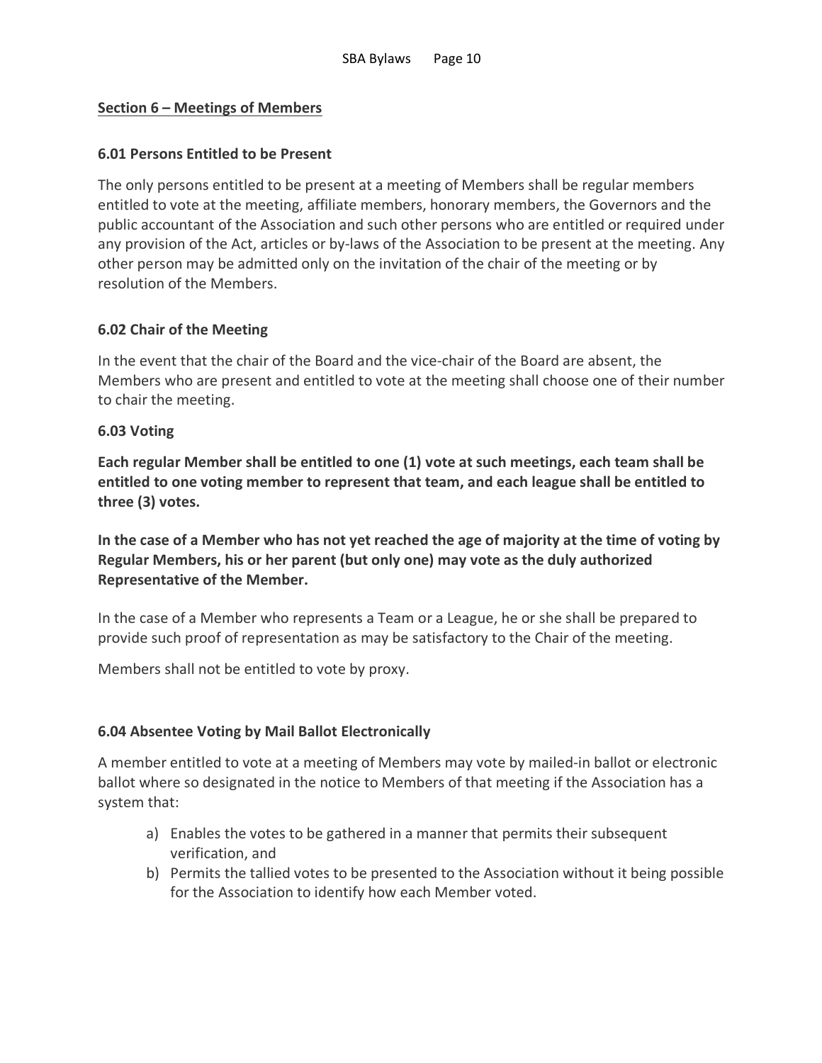## Section 6 – Meetings of Members

### 6.01 Persons Entitled to be Present

The only persons entitled to be present at a meeting of Members shall be regular members entitled to vote at the meeting, affiliate members, honorary members, the Governors and the public accountant of the Association and such other persons who are entitled or required under any provision of the Act, articles or by-laws of the Association to be present at the meeting. Any other person may be admitted only on the invitation of the chair of the meeting or by resolution of the Members.

### 6.02 Chair of the Meeting

In the event that the chair of the Board and the vice-chair of the Board are absent, the Members who are present and entitled to vote at the meeting shall choose one of their number to chair the meeting.

### 6.03 Voting

**Each regular Member shall be entitled to one (1) vote at such meetings, each team shall be entitled to one voting member to represent that team, and each league shall be entitled to three (3) votes.**

**In the case of a Member who has not yet reached the age of majority at the time of voting by Regular Members, his or her parent (but only one) may vote as the duly authorized Representative of the Member.**

In the case of a Member who represents a Team or a League, he or she shall be prepared to provide such proof of representation as may be satisfactory to the Chair of the meeting.

Members shall not be entitled to vote by proxy.

### 6.04 Absentee Voting by Mail Ballot Electronically

A member entitled to vote at a meeting of Members may vote by mailed-in ballot or electronic ballot where so designated in the notice to Members of that meeting if the Association has a system that:

a) Enables the votes to be gathered in a manner that permits their subsequent verification, and
b) Permits the tallied votes to be presented to the Association without it being possible for the Association to identify how each Member voted.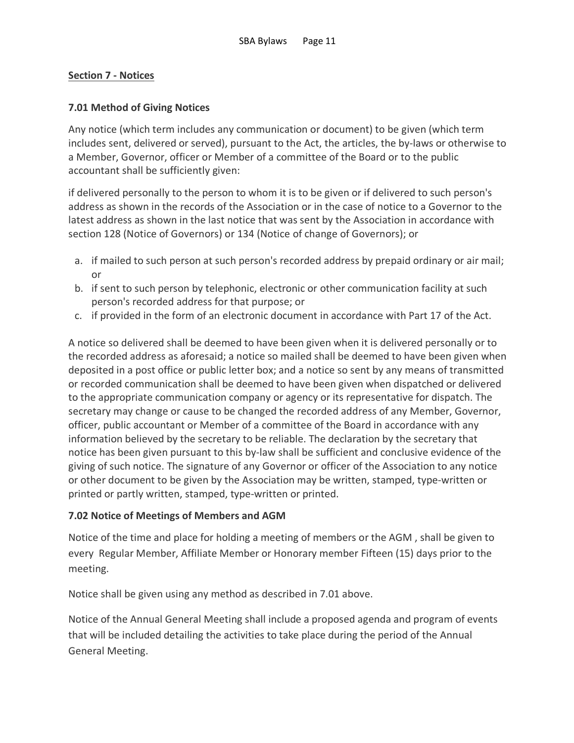## Section 7 - Notices

### 7.01 Method of Giving Notices

Any notice (which term includes any communication or document) to be given (which term includes sent, delivered or served), pursuant to the Act, the articles, the by-laws or otherwise to a Member, Governor, officer or Member of a committee of the Board or to the public accountant shall be sufficiently given:

if delivered personally to the person to whom it is to be given or if delivered to such person's address as shown in the records of the Association or in the case of notice to a Governor to the latest address as shown in the last notice that was sent by the Association in accordance with section 128 (Notice of Governors) or 134 (Notice of change of Governors); or

a. if mailed to such person at such person's recorded address by prepaid ordinary or air mail; or
b. if sent to such person by telephonic, electronic or other communication facility at such person's recorded address for that purpose; or
c. if provided in the form of an electronic document in accordance with Part 17 of the Act.

A notice so delivered shall be deemed to have been given when it is delivered personally or to the recorded address as aforesaid; a notice so mailed shall be deemed to have been given when deposited in a post office or public letter box; and a notice so sent by any means of transmitted or recorded communication shall be deemed to have been given when dispatched or delivered to the appropriate communication company or agency or its representative for dispatch. The secretary may change or cause to be changed the recorded address of any Member, Governor, officer, public accountant or Member of a committee of the Board in accordance with any information believed by the secretary to be reliable. The declaration by the secretary that notice has been given pursuant to this by-law shall be sufficient and conclusive evidence of the giving of such notice. The signature of any Governor or officer of the Association to any notice or other document to be given by the Association may be written, stamped, type-written or printed or partly written, stamped, type-written or printed.

### 7.02 Notice of Meetings of Members and AGM

Notice of the time and place for holding a meeting of members or the AGM , shall be given to every Regular Member, Affiliate Member or Honorary member Fifteen (15) days prior to the meeting.

Notice shall be given using any method as described in 7.01 above.

Notice of the Annual General Meeting shall include a proposed agenda and program of events that will be included detailing the activities to take place during the period of the Annual General Meeting.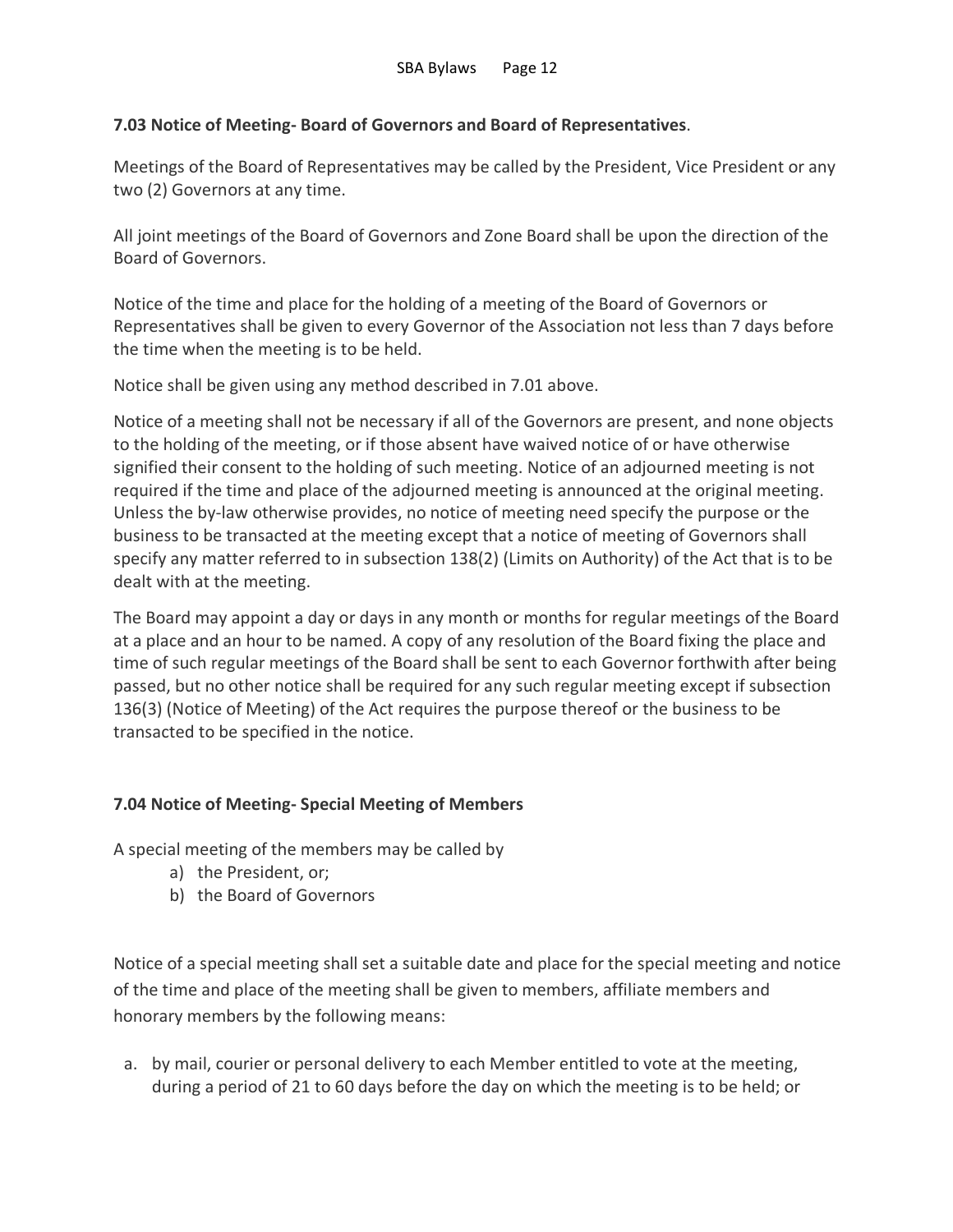### 7.03 Notice of Meeting- Board of Governors and Board of Representatives.

Meetings of the Board of Representatives may be called by the President, Vice President or any two (2) Governors at any time.

All joint meetings of the Board of Governors and Zone Board shall be upon the direction of the Board of Governors.

Notice of the time and place for the holding of a meeting of the Board of Governors or Representatives shall be given to every Governor of the Association not less than 7 days before the time when the meeting is to be held.

Notice shall be given using any method described in 7.01 above.

Notice of a meeting shall not be necessary if all of the Governors are present, and none objects to the holding of the meeting, or if those absent have waived notice of or have otherwise signified their consent to the holding of such meeting. Notice of an adjourned meeting is not required if the time and place of the adjourned meeting is announced at the original meeting. Unless the by-law otherwise provides, no notice of meeting need specify the purpose or the business to be transacted at the meeting except that a notice of meeting of Governors shall specify any matter referred to in subsection 138(2) (Limits on Authority) of the Act that is to be dealt with at the meeting.

The Board may appoint a day or days in any month or months for regular meetings of the Board at a place and an hour to be named. A copy of any resolution of the Board fixing the place and time of such regular meetings of the Board shall be sent to each Governor forthwith after being passed, but no other notice shall be required for any such regular meeting except if subsection 136(3) (Notice of Meeting) of the Act requires the purpose thereof or the business to be transacted to be specified in the notice.

### 7.04 Notice of Meeting- Special Meeting of Members

A special meeting of the members may be called by

a) the President, or;
b) the Board of Governors

Notice of a special meeting shall set a suitable date and place for the special meeting and notice of the time and place of the meeting shall be given to members, affiliate members and honorary members by the following means:

a. by mail, courier or personal delivery to each Member entitled to vote at the meeting, during a period of 21 to 60 days before the day on which the meeting is to be held; or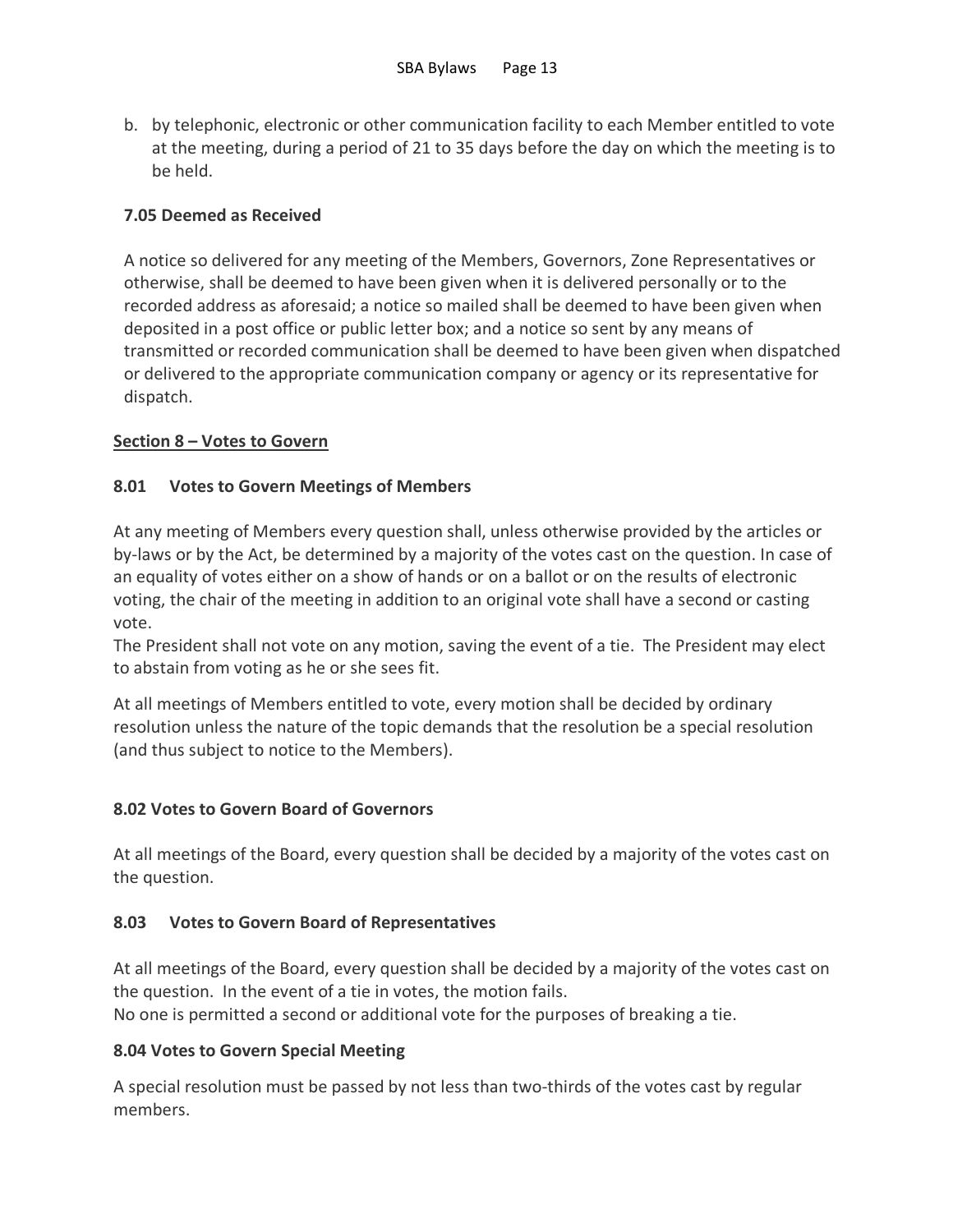b. by telephonic, electronic or other communication facility to each Member entitled to vote at the meeting, during a period of 21 to 35 days before the day on which the meeting is to be held.

### 7.05 Deemed as Received

A notice so delivered for any meeting of the Members, Governors, Zone Representatives or otherwise, shall be deemed to have been given when it is delivered personally or to the recorded address as aforesaid; a notice so mailed shall be deemed to have been given when deposited in a post office or public letter box; and a notice so sent by any means of transmitted or recorded communication shall be deemed to have been given when dispatched or delivered to the appropriate communication company or agency or its representative for dispatch.

## Section 8 – Votes to Govern

### 8.01 Votes to Govern Meetings of Members

At any meeting of Members every question shall, unless otherwise provided by the articles or by-laws or by the Act, be determined by a majority of the votes cast on the question. In case of an equality of votes either on a show of hands or on a ballot or on the results of electronic voting, the chair of the meeting in addition to an original vote shall have a second or casting vote.
The President shall not vote on any motion, saving the event of a tie. The President may elect to abstain from voting as he or she sees fit.

At all meetings of Members entitled to vote, every motion shall be decided by ordinary resolution unless the nature of the topic demands that the resolution be a special resolution (and thus subject to notice to the Members).

### 8.02 Votes to Govern Board of Governors

At all meetings of the Board, every question shall be decided by a majority of the votes cast on the question.

### 8.03 Votes to Govern Board of Representatives

At all meetings of the Board, every question shall be decided by a majority of the votes cast on the question. In the event of a tie in votes, the motion fails.
No one is permitted a second or additional vote for the purposes of breaking a tie.

### 8.04 Votes to Govern Special Meeting

A special resolution must be passed by not less than two-thirds of the votes cast by regular members.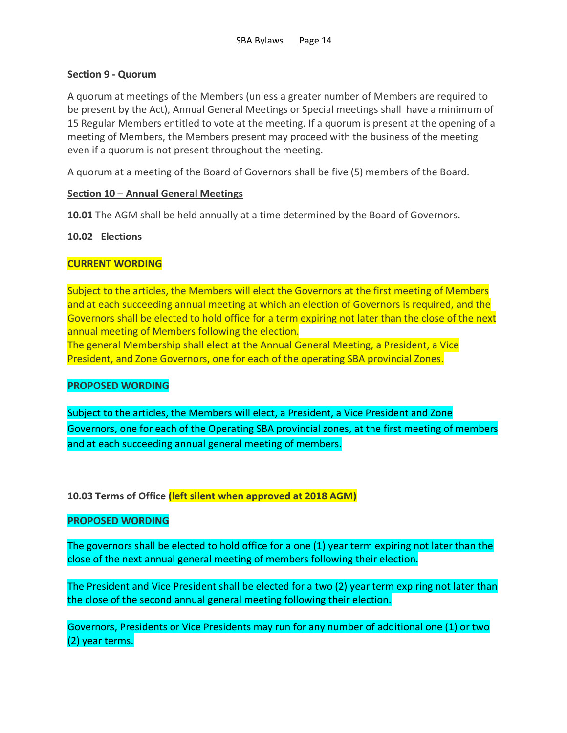**Section 9 - Quorum**

A quorum at meetings of the Members (unless a greater number of Members are required to be present by the Act), Annual General Meetings or Special meetings shall have a minimum of 15 Regular Members entitled to vote at the meeting. If a quorum is present at the opening of a meeting of Members, the Members present may proceed with the business of the meeting even if a quorum is not present throughout the meeting.

A quorum at a meeting of the Board of Governors shall be five (5) members of the Board.

**Section 10 – Annual General Meetings**

**10.01** The AGM shall be held annually at a time determined by the Board of Governors.

**10.02 Elections**

**CURRENT WORDING**

Subject to the articles, the Members will elect the Governors at the first meeting of Members and at each succeeding annual meeting at which an election of Governors is required, and the Governors shall be elected to hold office for a term expiring not later than the close of the next annual meeting of Members following the election.
The general Membership shall elect at the Annual General Meeting, a President, a Vice President, and Zone Governors, one for each of the operating SBA provincial Zones.

**PROPOSED WORDING**

Subject to the articles, the Members will elect, a President, a Vice President and Zone Governors, one for each of the Operating SBA provincial zones, at the first meeting of members and at each succeeding annual general meeting of members.

**10.03 Terms of Office (left silent when approved at 2018 AGM)**

**PROPOSED WORDING**

The governors shall be elected to hold office for a one (1) year term expiring not later than the close of the next annual general meeting of members following their election.

The President and Vice President shall be elected for a two (2) year term expiring not later than the close of the second annual general meeting following their election.

Governors, Presidents or Vice Presidents may run for any number of additional one (1) or two (2) year terms.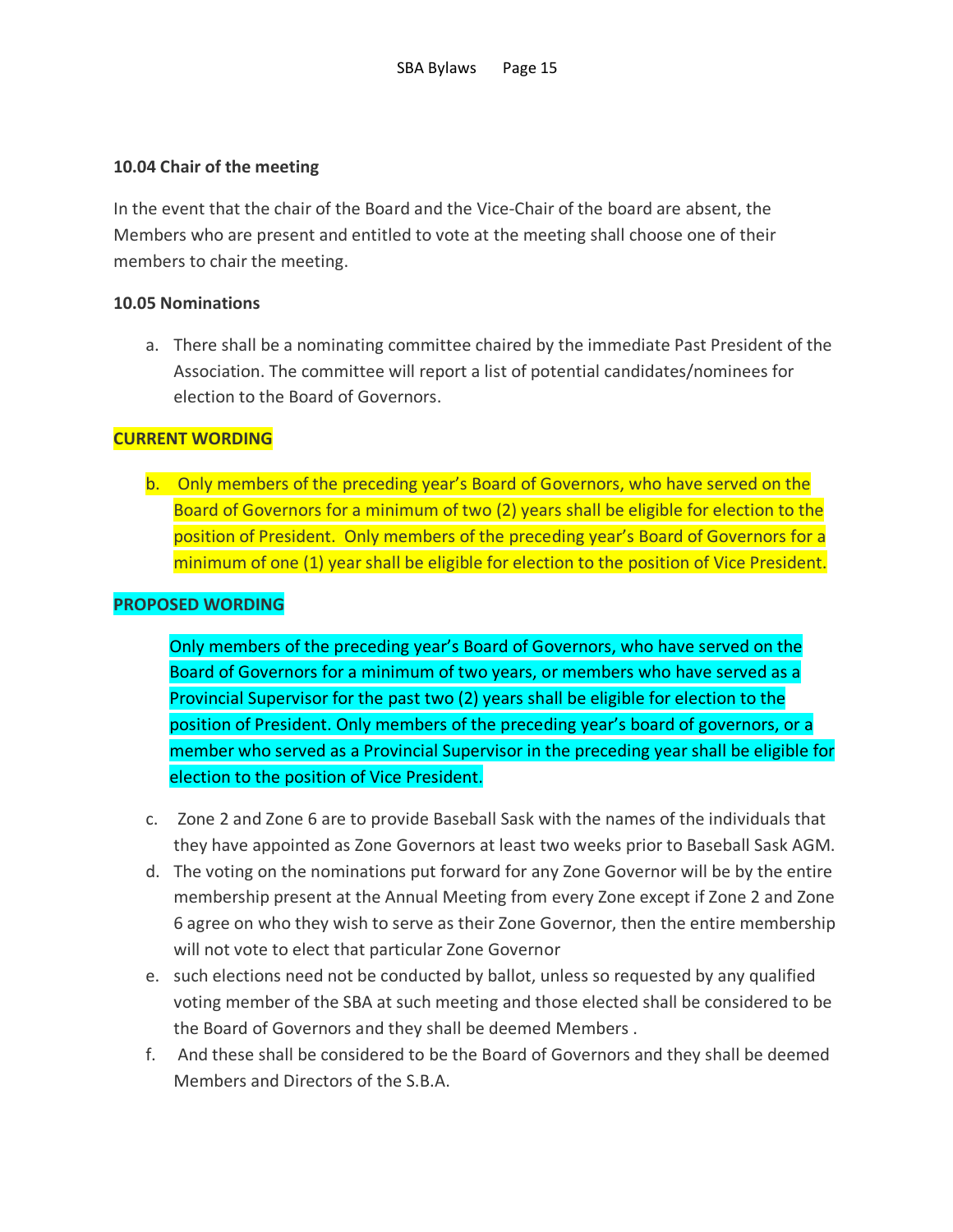**10.04 Chair of the meeting**

In the event that the chair of the Board and the Vice-Chair of the board are absent, the Members who are present and entitled to vote at the meeting shall choose one of their members to chair the meeting.

**10.05 Nominations**

a. There shall be a nominating committee chaired by the immediate Past President of the Association. The committee will report a list of potential candidates/nominees for election to the Board of Governors.

**CURRENT WORDING**

b. Only members of the preceding year's Board of Governors, who have served on the Board of Governors for a minimum of two (2) years shall be eligible for election to the position of President. Only members of the preceding year's Board of Governors for a minimum of one (1) year shall be eligible for election to the position of Vice President.

**PROPOSED WORDING**

Only members of the preceding year's Board of Governors, who have served on the Board of Governors for a minimum of two years, or members who have served as a Provincial Supervisor for the past two (2) years shall be eligible for election to the position of President. Only members of the preceding year's board of governors, or a member who served as a Provincial Supervisor in the preceding year shall be eligible for election to the position of Vice President.

c. Zone 2 and Zone 6 are to provide Baseball Sask with the names of the individuals that they have appointed as Zone Governors at least two weeks prior to Baseball Sask AGM.

d. The voting on the nominations put forward for any Zone Governor will be by the entire membership present at the Annual Meeting from every Zone except if Zone 2 and Zone 6 agree on who they wish to serve as their Zone Governor, then the entire membership will not vote to elect that particular Zone Governor

e. such elections need not be conducted by ballot, unless so requested by any qualified voting member of the SBA at such meeting and those elected shall be considered to be the Board of Governors and they shall be deemed Members .

f. And these shall be considered to be the Board of Governors and they shall be deemed Members and Directors of the S.B.A.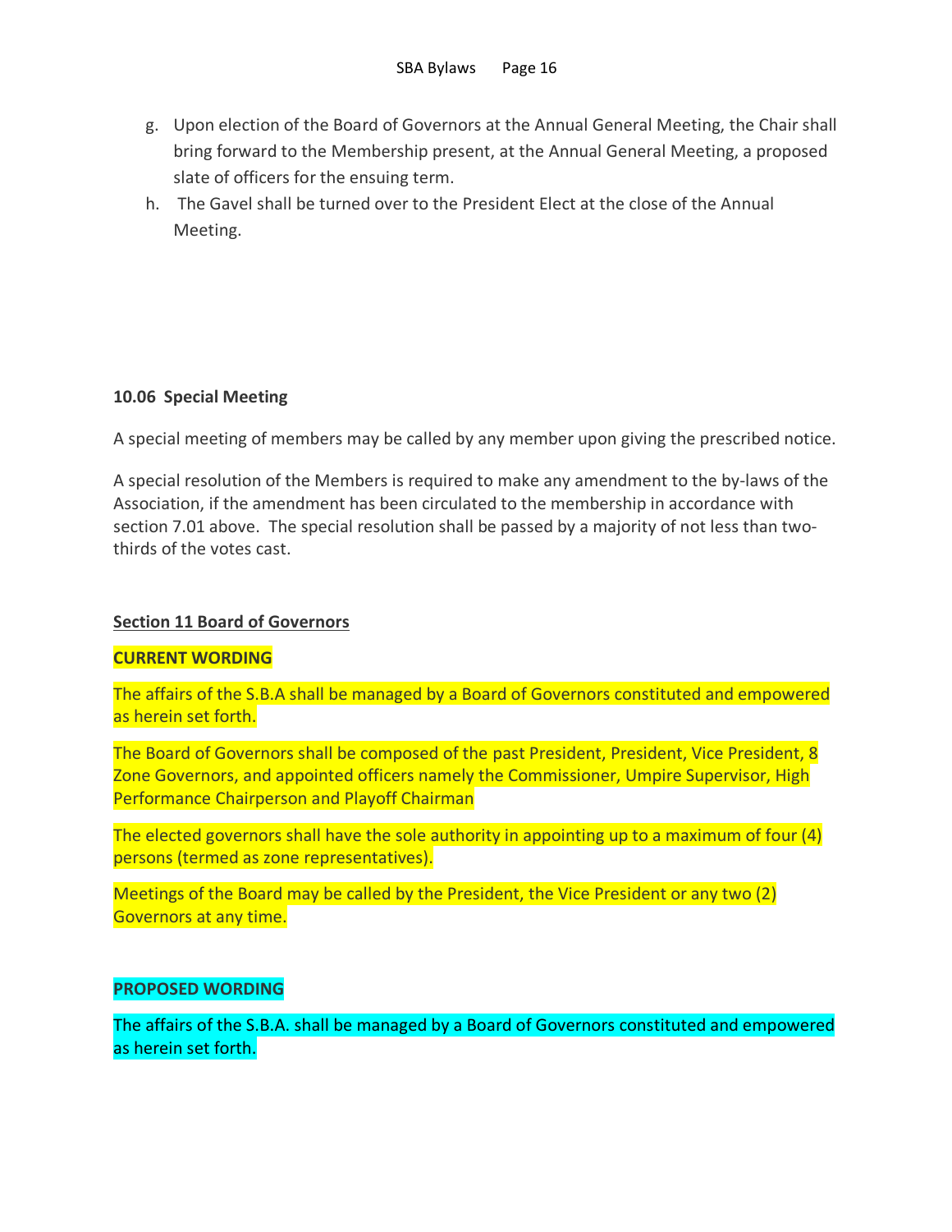g. Upon election of the Board of Governors at the Annual General Meeting, the Chair shall bring forward to the Membership present, at the Annual General Meeting, a proposed slate of officers for the ensuing term.
h. The Gavel shall be turned over to the President Elect at the close of the Annual Meeting.

**10.06 Special Meeting**

A special meeting of members may be called by any member upon giving the prescribed notice.

A special resolution of the Members is required to make any amendment to the by-laws of the Association, if the amendment has been circulated to the membership in accordance with section 7.01 above. The special resolution shall be passed by a majority of not less than two-thirds of the votes cast.

**Section 11 Board of Governors**

**CURRENT WORDING**

The affairs of the S.B.A shall be managed by a Board of Governors constituted and empowered as herein set forth.

The Board of Governors shall be composed of the past President, President, Vice President, 8 Zone Governors, and appointed officers namely the Commissioner, Umpire Supervisor, High Performance Chairperson and Playoff Chairman

The elected governors shall have the sole authority in appointing up to a maximum of four (4) persons (termed as zone representatives).

Meetings of the Board may be called by the President, the Vice President or any two (2) Governors at any time.

**PROPOSED WORDING**

The affairs of the S.B.A. shall be managed by a Board of Governors constituted and empowered as herein set forth.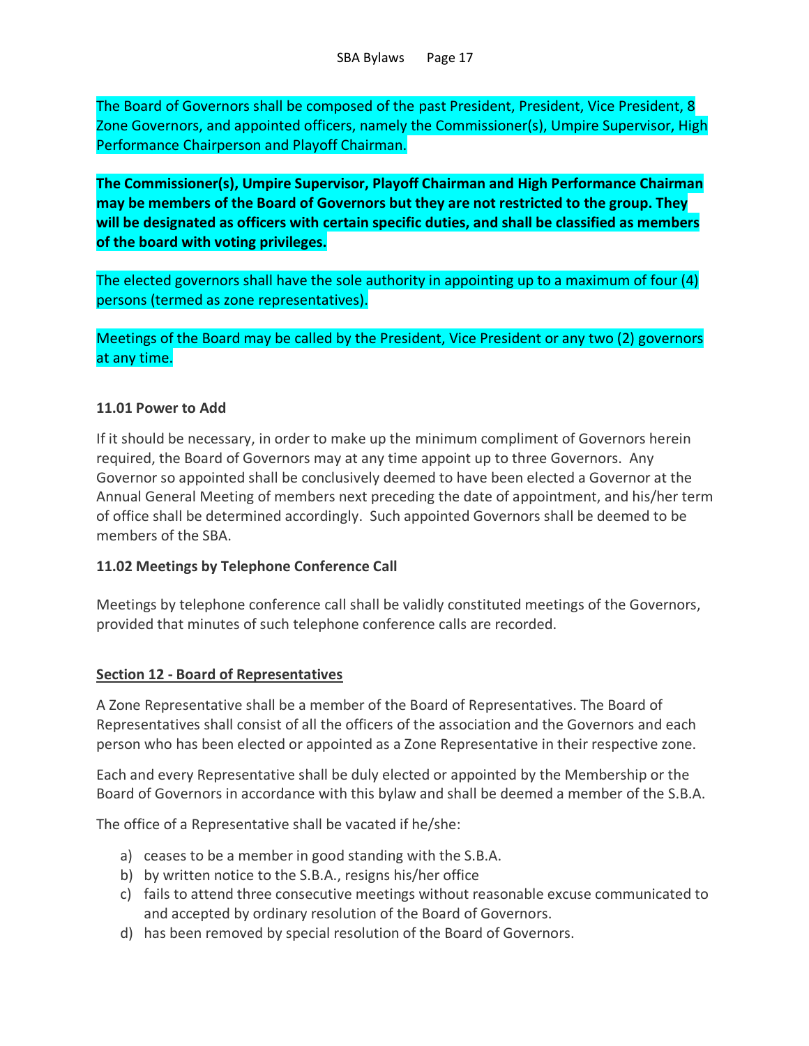The Board of Governors shall be composed of the past President, President, Vice President, 8 Zone Governors, and appointed officers, namely the Commissioner(s), Umpire Supervisor, High Performance Chairperson and Playoff Chairman.

**The Commissioner(s), Umpire Supervisor, Playoff Chairman and High Performance Chairman may be members of the Board of Governors but they are not restricted to the group. They will be designated as officers with certain specific duties, and shall be classified as members of the board with voting privileges.**

The elected governors shall have the sole authority in appointing up to a maximum of four (4) persons (termed as zone representatives).

Meetings of the Board may be called by the President, Vice President or any two (2) governors at any time.

### 11.01 Power to Add

If it should be necessary, in order to make up the minimum compliment of Governors herein required, the Board of Governors may at any time appoint up to three Governors. Any Governor so appointed shall be conclusively deemed to have been elected a Governor at the Annual General Meeting of members next preceding the date of appointment, and his/her term of office shall be determined accordingly. Such appointed Governors shall be deemed to be members of the SBA.

### 11.02 Meetings by Telephone Conference Call

Meetings by telephone conference call shall be validly constituted meetings of the Governors, provided that minutes of such telephone conference calls are recorded.

## Section 12 - Board of Representatives

A Zone Representative shall be a member of the Board of Representatives. The Board of Representatives shall consist of all the officers of the association and the Governors and each person who has been elected or appointed as a Zone Representative in their respective zone.

Each and every Representative shall be duly elected or appointed by the Membership or the Board of Governors in accordance with this bylaw and shall be deemed a member of the S.B.A.

The office of a Representative shall be vacated if he/she:

a) ceases to be a member in good standing with the S.B.A.
b) by written notice to the S.B.A., resigns his/her office
c) fails to attend three consecutive meetings without reasonable excuse communicated to and accepted by ordinary resolution of the Board of Governors.
d) has been removed by special resolution of the Board of Governors.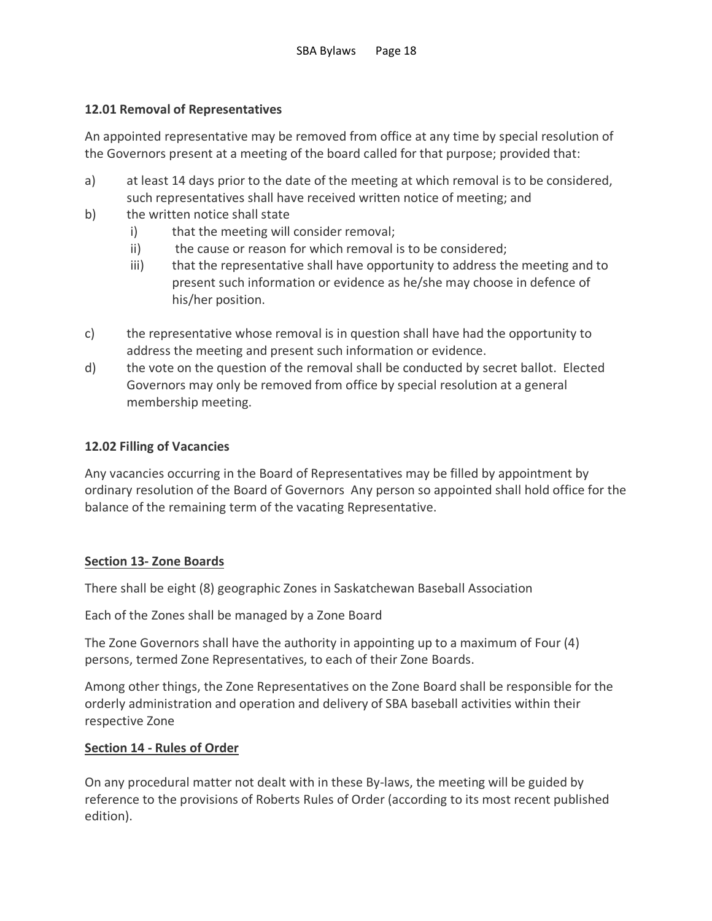### 12.01 Removal of Representatives

An appointed representative may be removed from office at any time by special resolution of the Governors present at a meeting of the board called for that purpose; provided that:

a) at least 14 days prior to the date of the meeting at which removal is to be considered, such representatives shall have received written notice of meeting; and

b) the written notice shall state
   i) that the meeting will consider removal;
   ii) the cause or reason for which removal is to be considered;
   iii) that the representative shall have opportunity to address the meeting and to present such information or evidence as he/she may choose in defence of his/her position.

c) the representative whose removal is in question shall have had the opportunity to address the meeting and present such information or evidence.

d) the vote on the question of the removal shall be conducted by secret ballot. Elected Governors may only be removed from office by special resolution at a general membership meeting.

### 12.02 Filling of Vacancies

Any vacancies occurring in the Board of Representatives may be filled by appointment by ordinary resolution of the Board of Governors Any person so appointed shall hold office for the balance of the remaining term of the vacating Representative.

## Section 13- Zone Boards

There shall be eight (8) geographic Zones in Saskatchewan Baseball Association

Each of the Zones shall be managed by a Zone Board

The Zone Governors shall have the authority in appointing up to a maximum of Four (4) persons, termed Zone Representatives, to each of their Zone Boards.

Among other things, the Zone Representatives on the Zone Board shall be responsible for the orderly administration and operation and delivery of SBA baseball activities within their respective Zone

## Section 14 - Rules of Order

On any procedural matter not dealt with in these By-laws, the meeting will be guided by reference to the provisions of Roberts Rules of Order (according to its most recent published edition).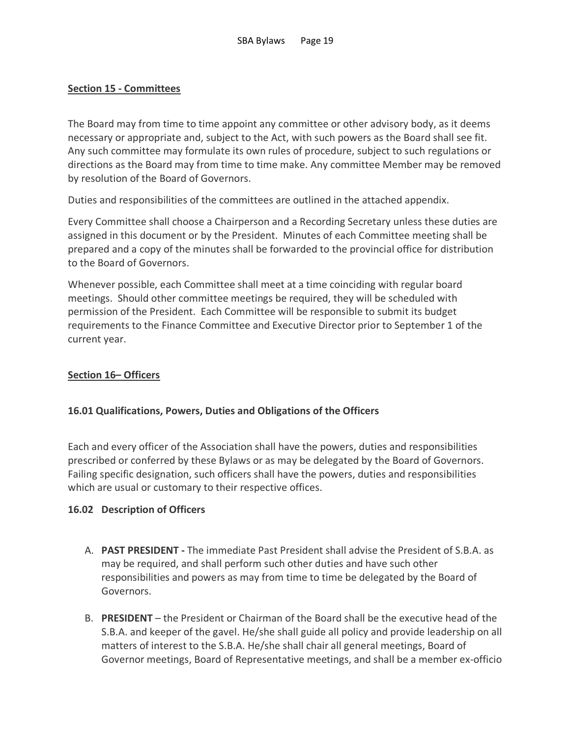## Section 15 - Committees

The Board may from time to time appoint any committee or other advisory body, as it deems necessary or appropriate and, subject to the Act, with such powers as the Board shall see fit. Any such committee may formulate its own rules of procedure, subject to such regulations or directions as the Board may from time to time make. Any committee Member may be removed by resolution of the Board of Governors.

Duties and responsibilities of the committees are outlined in the attached appendix.

Every Committee shall choose a Chairperson and a Recording Secretary unless these duties are assigned in this document or by the President. Minutes of each Committee meeting shall be prepared and a copy of the minutes shall be forwarded to the provincial office for distribution to the Board of Governors.

Whenever possible, each Committee shall meet at a time coinciding with regular board meetings. Should other committee meetings be required, they will be scheduled with permission of the President. Each Committee will be responsible to submit its budget requirements to the Finance Committee and Executive Director prior to September 1 of the current year.

## Section 16– Officers

### 16.01 Qualifications, Powers, Duties and Obligations of the Officers

Each and every officer of the Association shall have the powers, duties and responsibilities prescribed or conferred by these Bylaws or as may be delegated by the Board of Governors. Failing specific designation, such officers shall have the powers, duties and responsibilities which are usual or customary to their respective offices.

### 16.02 Description of Officers

A. **PAST PRESIDENT -** The immediate Past President shall advise the President of S.B.A. as may be required, and shall perform such other duties and have such other responsibilities and powers as may from time to time be delegated by the Board of Governors.

B. **PRESIDENT** – the President or Chairman of the Board shall be the executive head of the S.B.A. and keeper of the gavel. He/she shall guide all policy and provide leadership on all matters of interest to the S.B.A. He/she shall chair all general meetings, Board of Governor meetings, Board of Representative meetings, and shall be a member ex-officio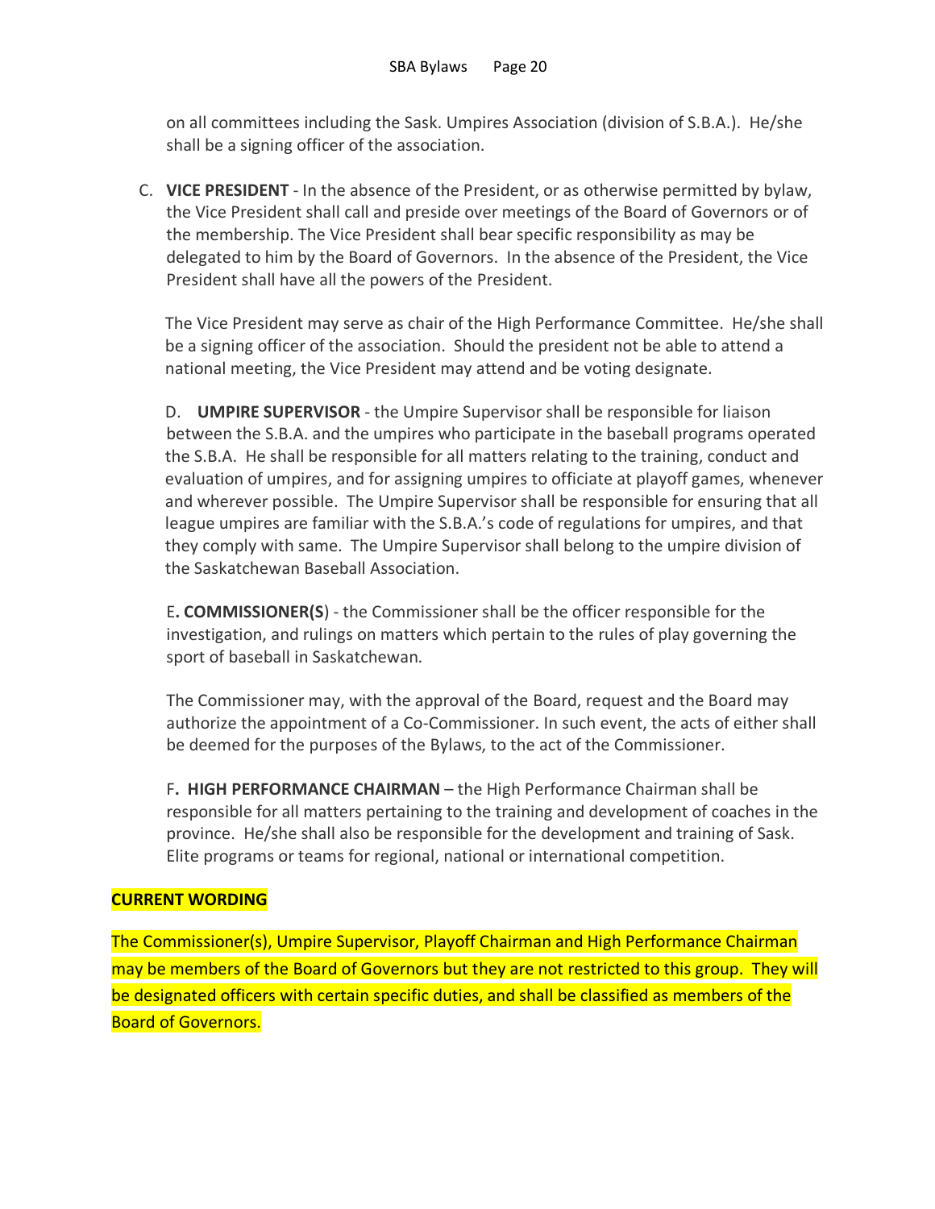on all committees including the Sask. Umpires Association (division of S.B.A.). He/she shall be a signing officer of the association.

C. **VICE PRESIDENT** - In the absence of the President, or as otherwise permitted by bylaw, the Vice President shall call and preside over meetings of the Board of Governors or of the membership. The Vice President shall bear specific responsibility as may be delegated to him by the Board of Governors. In the absence of the President, the Vice President shall have all the powers of the President.

The Vice President may serve as chair of the High Performance Committee. He/she shall be a signing officer of the association. Should the president not be able to attend a national meeting, the Vice President may attend and be voting designate.

D. **UMPIRE SUPERVISOR** - the Umpire Supervisor shall be responsible for liaison between the S.B.A. and the umpires who participate in the baseball programs operated the S.B.A. He shall be responsible for all matters relating to the training, conduct and evaluation of umpires, and for assigning umpires to officiate at playoff games, whenever and wherever possible. The Umpire Supervisor shall be responsible for ensuring that all league umpires are familiar with the S.B.A.'s code of regulations for umpires, and that they comply with same. The Umpire Supervisor shall belong to the umpire division of the Saskatchewan Baseball Association.

E**. COMMISSIONER(S**) - the Commissioner shall be the officer responsible for the investigation, and rulings on matters which pertain to the rules of play governing the sport of baseball in Saskatchewan.

The Commissioner may, with the approval of the Board, request and the Board may authorize the appointment of a Co-Commissioner. In such event, the acts of either shall be deemed for the purposes of the Bylaws, to the act of the Commissioner.

F**. HIGH PERFORMANCE CHAIRMAN** – the High Performance Chairman shall be responsible for all matters pertaining to the training and development of coaches in the province. He/she shall also be responsible for the development and training of Sask. Elite programs or teams for regional, national or international competition.

**CURRENT WORDING**

The Commissioner(s), Umpire Supervisor, Playoff Chairman and High Performance Chairman may be members of the Board of Governors but they are not restricted to this group. They will be designated officers with certain specific duties, and shall be classified as members of the Board of Governors.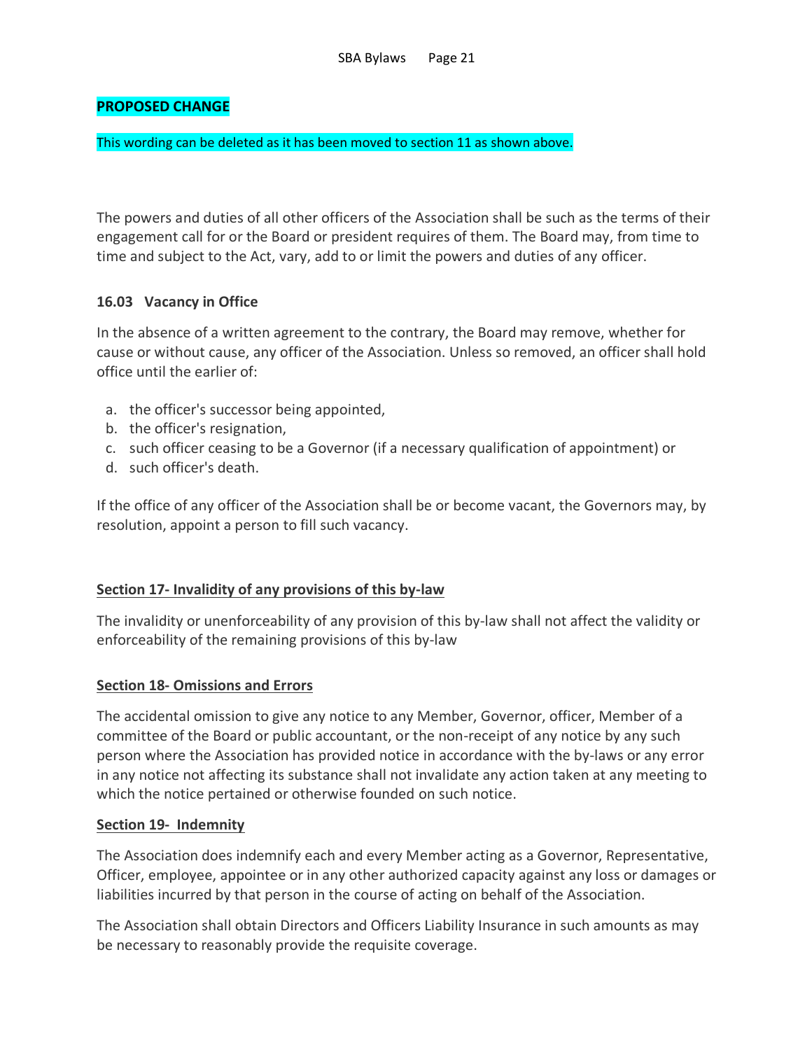**PROPOSED CHANGE**

This wording can be deleted as it has been moved to section 11 as shown above.

The powers and duties of all other officers of the Association shall be such as the terms of their engagement call for or the Board or president requires of them. The Board may, from time to time and subject to the Act, vary, add to or limit the powers and duties of any officer.

### 16.03 Vacancy in Office

In the absence of a written agreement to the contrary, the Board may remove, whether for cause or without cause, any officer of the Association. Unless so removed, an officer shall hold office until the earlier of:

a. the officer's successor being appointed,
b. the officer's resignation,
c. such officer ceasing to be a Governor (if a necessary qualification of appointment) or
d. such officer's death.

If the office of any officer of the Association shall be or become vacant, the Governors may, by resolution, appoint a person to fill such vacancy.

## Section 17- Invalidity of any provisions of this by-law

The invalidity or unenforceability of any provision of this by-law shall not affect the validity or enforceability of the remaining provisions of this by-law

## Section 18- Omissions and Errors

The accidental omission to give any notice to any Member, Governor, officer, Member of a committee of the Board or public accountant, or the non-receipt of any notice by any such person where the Association has provided notice in accordance with the by-laws or any error in any notice not affecting its substance shall not invalidate any action taken at any meeting to which the notice pertained or otherwise founded on such notice.

## Section 19- Indemnity

The Association does indemnify each and every Member acting as a Governor, Representative, Officer, employee, appointee or in any other authorized capacity against any loss or damages or liabilities incurred by that person in the course of acting on behalf of the Association.

The Association shall obtain Directors and Officers Liability Insurance in such amounts as may be necessary to reasonably provide the requisite coverage.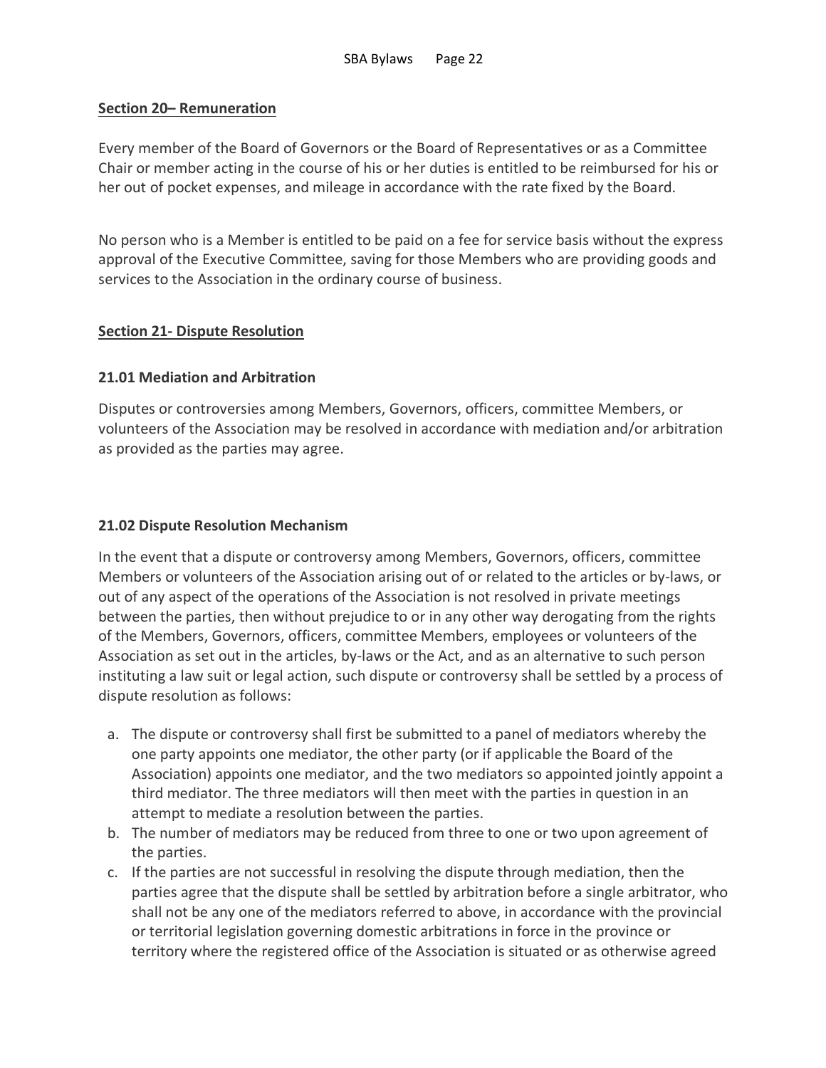## Section 20– Remuneration

Every member of the Board of Governors or the Board of Representatives or as a Committee Chair or member acting in the course of his or her duties is entitled to be reimbursed for his or her out of pocket expenses, and mileage in accordance with the rate fixed by the Board.

No person who is a Member is entitled to be paid on a fee for service basis without the express approval of the Executive Committee, saving for those Members who are providing goods and services to the Association in the ordinary course of business.

## Section 21- Dispute Resolution

### 21.01 Mediation and Arbitration

Disputes or controversies among Members, Governors, officers, committee Members, or volunteers of the Association may be resolved in accordance with mediation and/or arbitration as provided as the parties may agree.

### 21.02 Dispute Resolution Mechanism

In the event that a dispute or controversy among Members, Governors, officers, committee Members or volunteers of the Association arising out of or related to the articles or by-laws, or out of any aspect of the operations of the Association is not resolved in private meetings between the parties, then without prejudice to or in any other way derogating from the rights of the Members, Governors, officers, committee Members, employees or volunteers of the Association as set out in the articles, by-laws or the Act, and as an alternative to such person instituting a law suit or legal action, such dispute or controversy shall be settled by a process of dispute resolution as follows:

a. The dispute or controversy shall first be submitted to a panel of mediators whereby the one party appoints one mediator, the other party (or if applicable the Board of the Association) appoints one mediator, and the two mediators so appointed jointly appoint a third mediator. The three mediators will then meet with the parties in question in an attempt to mediate a resolution between the parties.
b. The number of mediators may be reduced from three to one or two upon agreement of the parties.
c. If the parties are not successful in resolving the dispute through mediation, then the parties agree that the dispute shall be settled by arbitration before a single arbitrator, who shall not be any one of the mediators referred to above, in accordance with the provincial or territorial legislation governing domestic arbitrations in force in the province or territory where the registered office of the Association is situated or as otherwise agreed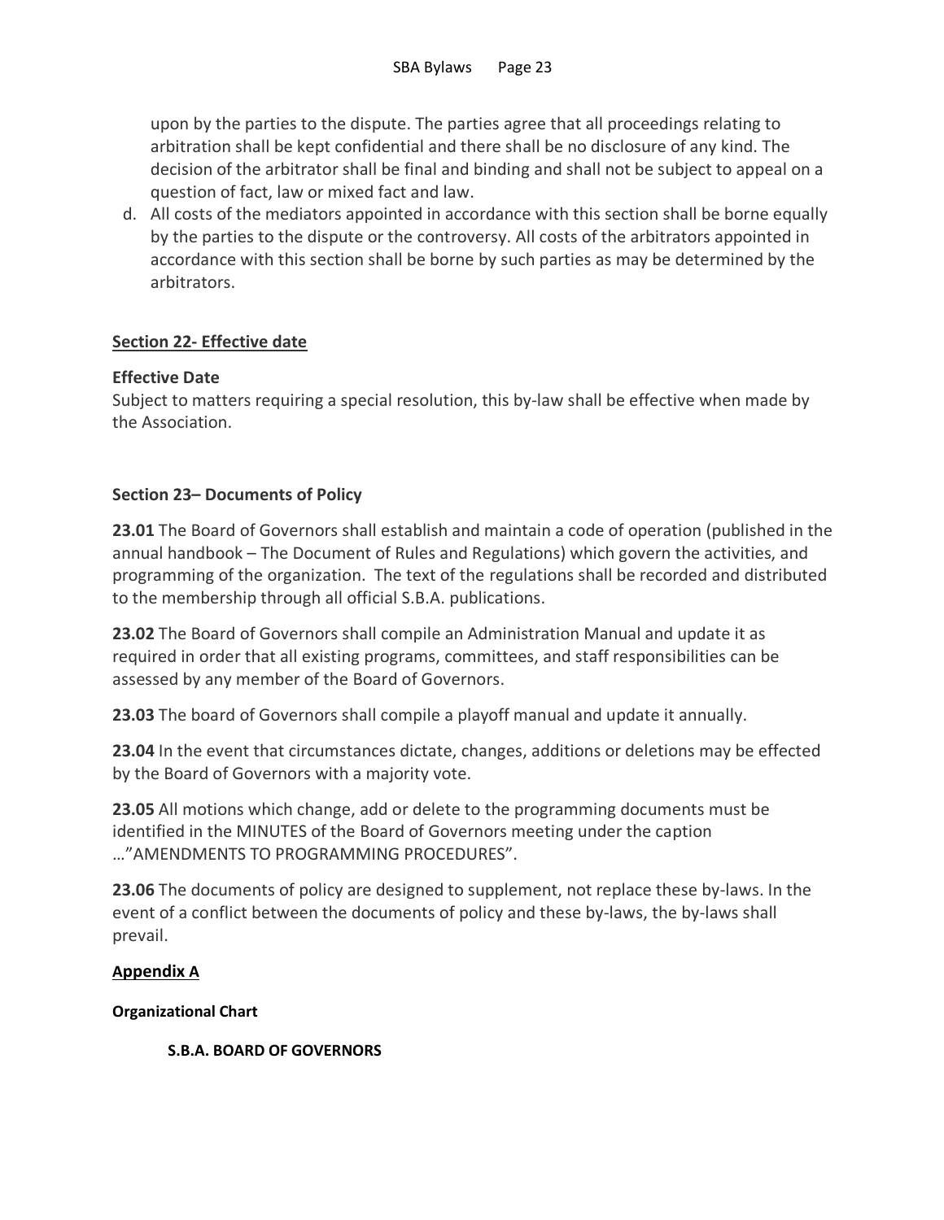upon by the parties to the dispute. The parties agree that all proceedings relating to arbitration shall be kept confidential and there shall be no disclosure of any kind. The decision of the arbitrator shall be final and binding and shall not be subject to appeal on a question of fact, law or mixed fact and law.

d. All costs of the mediators appointed in accordance with this section shall be borne equally by the parties to the dispute or the controversy. All costs of the arbitrators appointed in accordance with this section shall be borne by such parties as may be determined by the arbitrators.

## Section 22- Effective date

**Effective Date**

Subject to matters requiring a special resolution, this by-law shall be effective when made by the Association.

## Section 23– Documents of Policy

**23.01** The Board of Governors shall establish and maintain a code of operation (published in the annual handbook – The Document of Rules and Regulations) which govern the activities, and programming of the organization. The text of the regulations shall be recorded and distributed to the membership through all official S.B.A. publications.

**23.02** The Board of Governors shall compile an Administration Manual and update it as required in order that all existing programs, committees, and staff responsibilities can be assessed by any member of the Board of Governors.

**23.03** The board of Governors shall compile a playoff manual and update it annually.

**23.04** In the event that circumstances dictate, changes, additions or deletions may be effected by the Board of Governors with a majority vote.

**23.05** All motions which change, add or delete to the programming documents must be identified in the MINUTES of the Board of Governors meeting under the caption …"AMENDMENTS TO PROGRAMMING PROCEDURES".

**23.06** The documents of policy are designed to supplement, not replace these by-laws. In the event of a conflict between the documents of policy and these by-laws, the by-laws shall prevail.

## Appendix A

**Organizational Chart**

**S.B.A. BOARD OF GOVERNORS**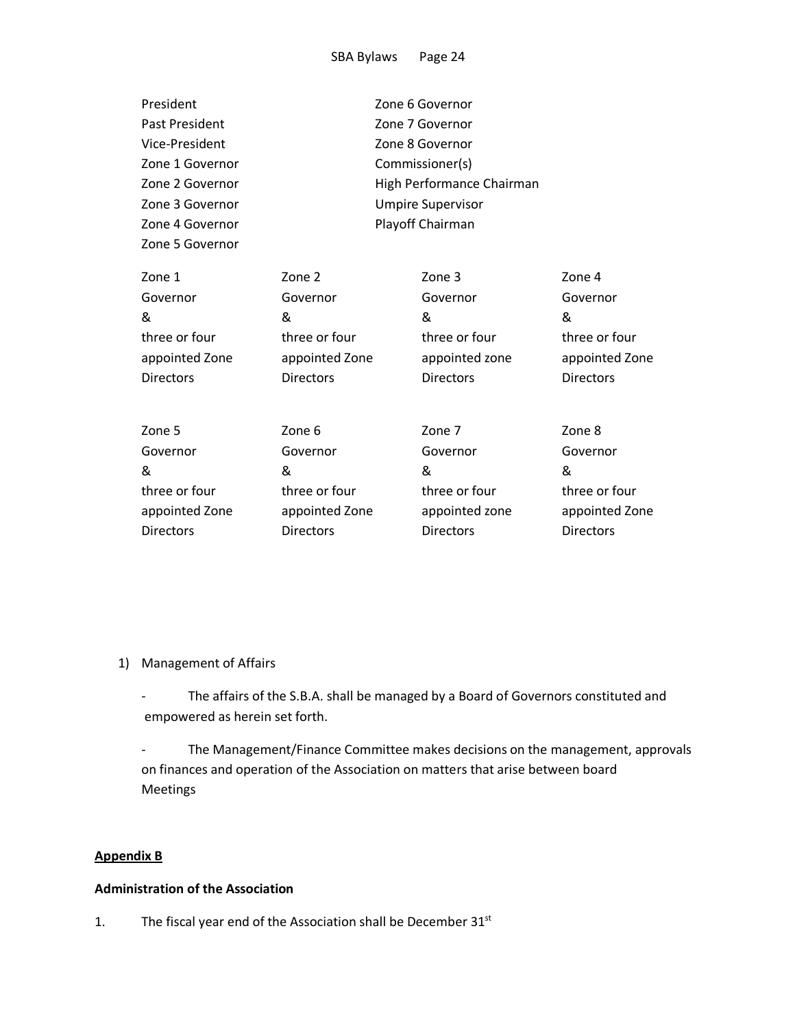President
Past President
Vice-President
Zone 1 Governor
Zone 2 Governor
Zone 3 Governor
Zone 4 Governor
Zone 5 Governor
Zone 6 Governor
Zone 7 Governor
Zone 8 Governor
Commissioner(s)
High Performance Chairman
Umpire Supervisor
Playoff Chairman

| Zone 1 | Zone 2 | Zone 3 | Zone 4 |
|---|---|---|---|
| Governor & three or four appointed Zone Directors | Governor & three or four appointed Zone Directors | Governor & three or four appointed zone Directors | Governor & three or four appointed Zone Directors |

| Zone 5 | Zone 6 | Zone 7 | Zone 8 |
|---|---|---|---|
| Governor & three or four appointed Zone Directors | Governor & three or four appointed Zone Directors | Governor & three or four appointed zone Directors | Governor & three or four appointed Zone Directors |

1) Management of Affairs

- The affairs of the S.B.A. shall be managed by a Board of Governors constituted and empowered as herein set forth.

- The Management/Finance Committee makes decisions on the management, approvals on finances and operation of the Association on matters that arise between board Meetings

**Appendix B**

**Administration of the Association**

1. The fiscal year end of the Association shall be December 31st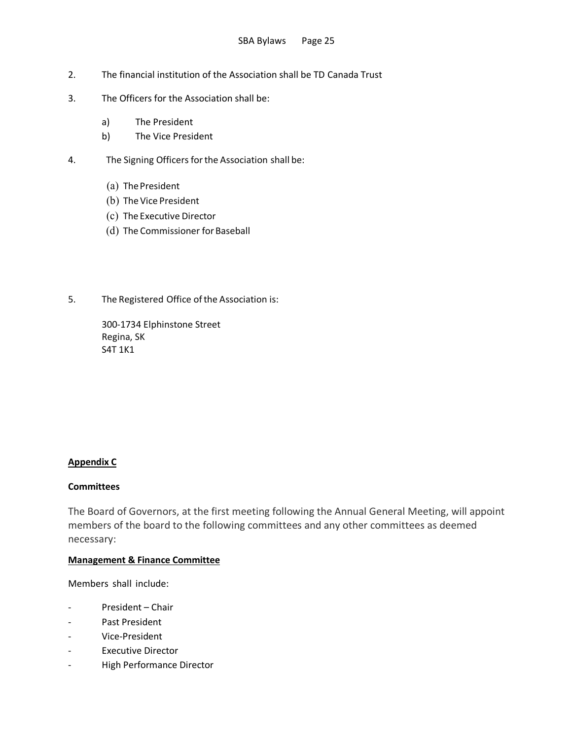2. The financial institution of the Association shall be TD Canada Trust

3. The Officers for the Association shall be:

   a) The President
   b) The Vice President

4. The Signing Officers for the Association shall be:

   (a) The President
   (b) The Vice President
   (c) The Executive Director
   (d) The Commissioner for Baseball

5. The Registered Office of the Association is:

   300-1734 Elphinstone Street
   Regina, SK
   S4T 1K1

**Appendix C**

**Committees**

The Board of Governors, at the first meeting following the Annual General Meeting, will appoint members of the board to the following committees and any other committees as deemed necessary:

**Management & Finance Committee**

Members shall include:

- President – Chair
- Past President
- Vice-President
- Executive Director
- High Performance Director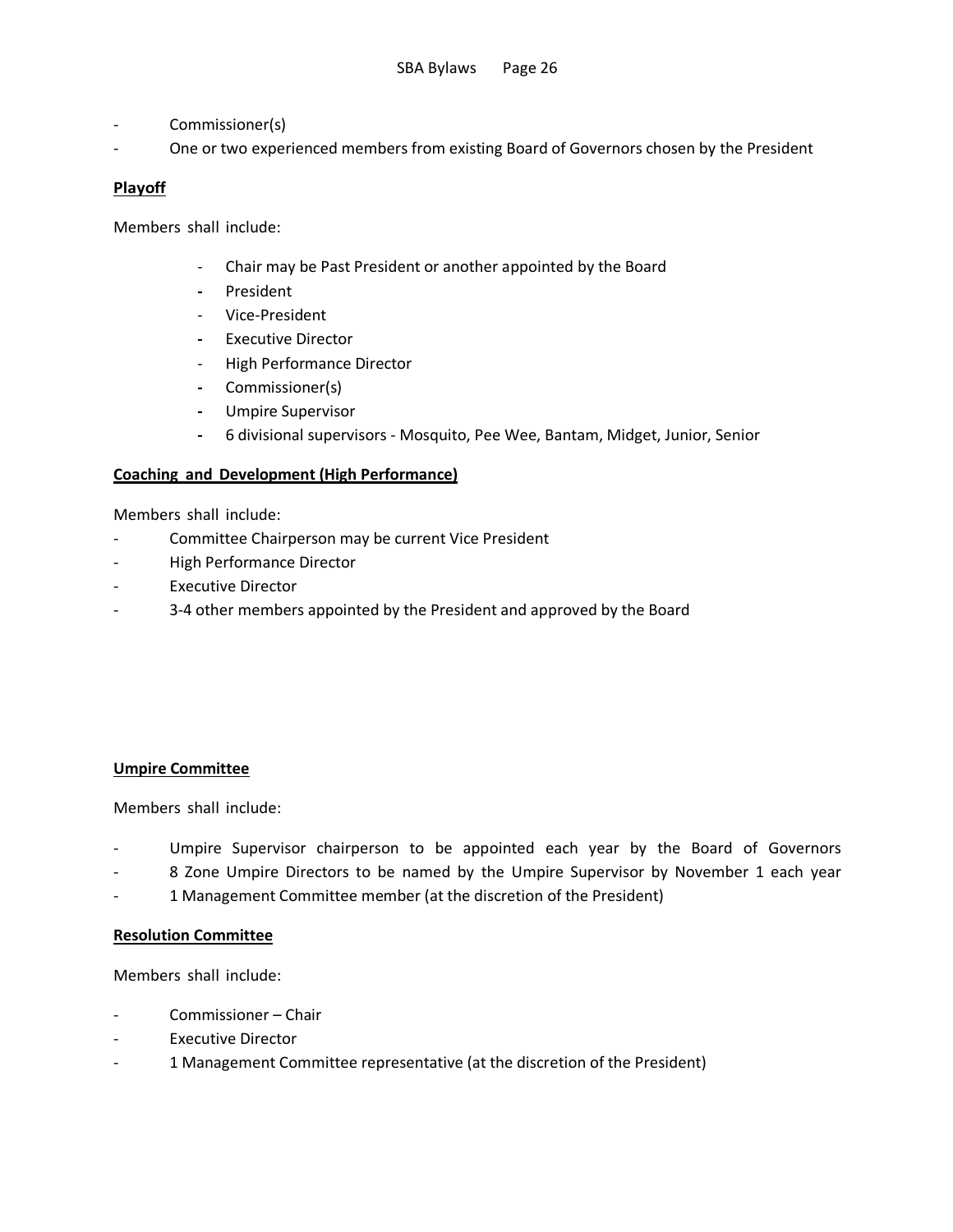- Commissioner(s)
- One or two experienced members from existing Board of Governors chosen by the President

**Playoff**

Members shall include:

- Chair may be Past President or another appointed by the Board
- President
- Vice-President
- Executive Director
- High Performance Director
- Commissioner(s)
- Umpire Supervisor
- 6 divisional supervisors - Mosquito, Pee Wee, Bantam, Midget, Junior, Senior

**Coaching and Development (High Performance)**

Members shall include:

- Committee Chairperson may be current Vice President
- High Performance Director
- Executive Director
- 3-4 other members appointed by the President and approved by the Board

**Umpire Committee**

Members shall include:

- Umpire Supervisor chairperson to be appointed each year by the Board of Governors
- 8 Zone Umpire Directors to be named by the Umpire Supervisor by November 1 each year
- 1 Management Committee member (at the discretion of the President)

**Resolution Committee**

Members shall include:

- Commissioner – Chair
- Executive Director
- 1 Management Committee representative (at the discretion of the President)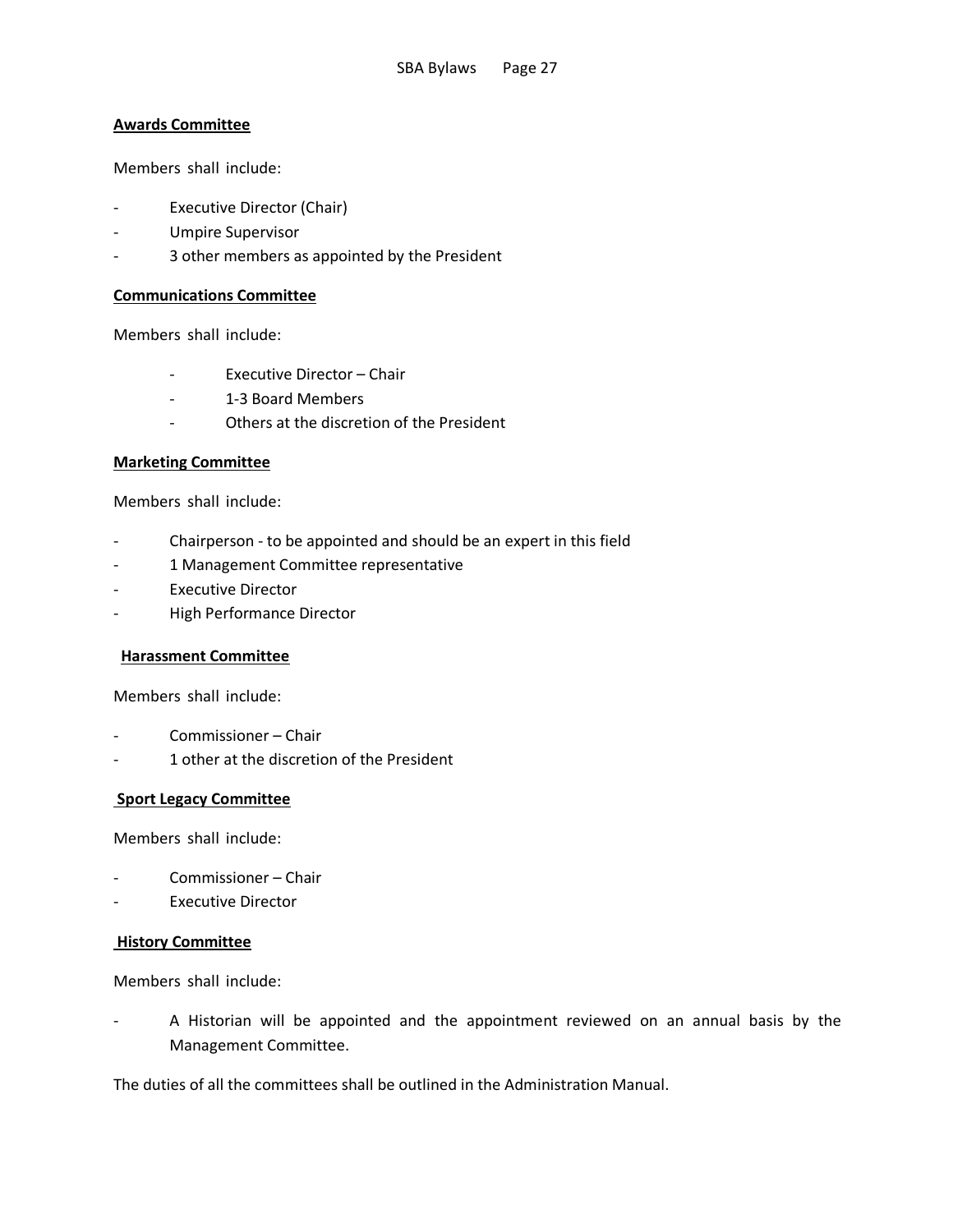**Awards Committee**

Members shall include:

- Executive Director (Chair)
- Umpire Supervisor
- 3 other members as appointed by the President

**Communications Committee**

Members shall include:

- Executive Director – Chair
- 1-3 Board Members
- Others at the discretion of the President

**Marketing Committee**

Members shall include:

- Chairperson - to be appointed and should be an expert in this field
- 1 Management Committee representative
- Executive Director
- High Performance Director

**Harassment Committee**

Members shall include:

- Commissioner – Chair
- 1 other at the discretion of the President

**Sport Legacy Committee**

Members shall include:

- Commissioner – Chair
- Executive Director

**History Committee**

Members shall include:

- A Historian will be appointed and the appointment reviewed on an annual basis by the Management Committee.

The duties of all the committees shall be outlined in the Administration Manual.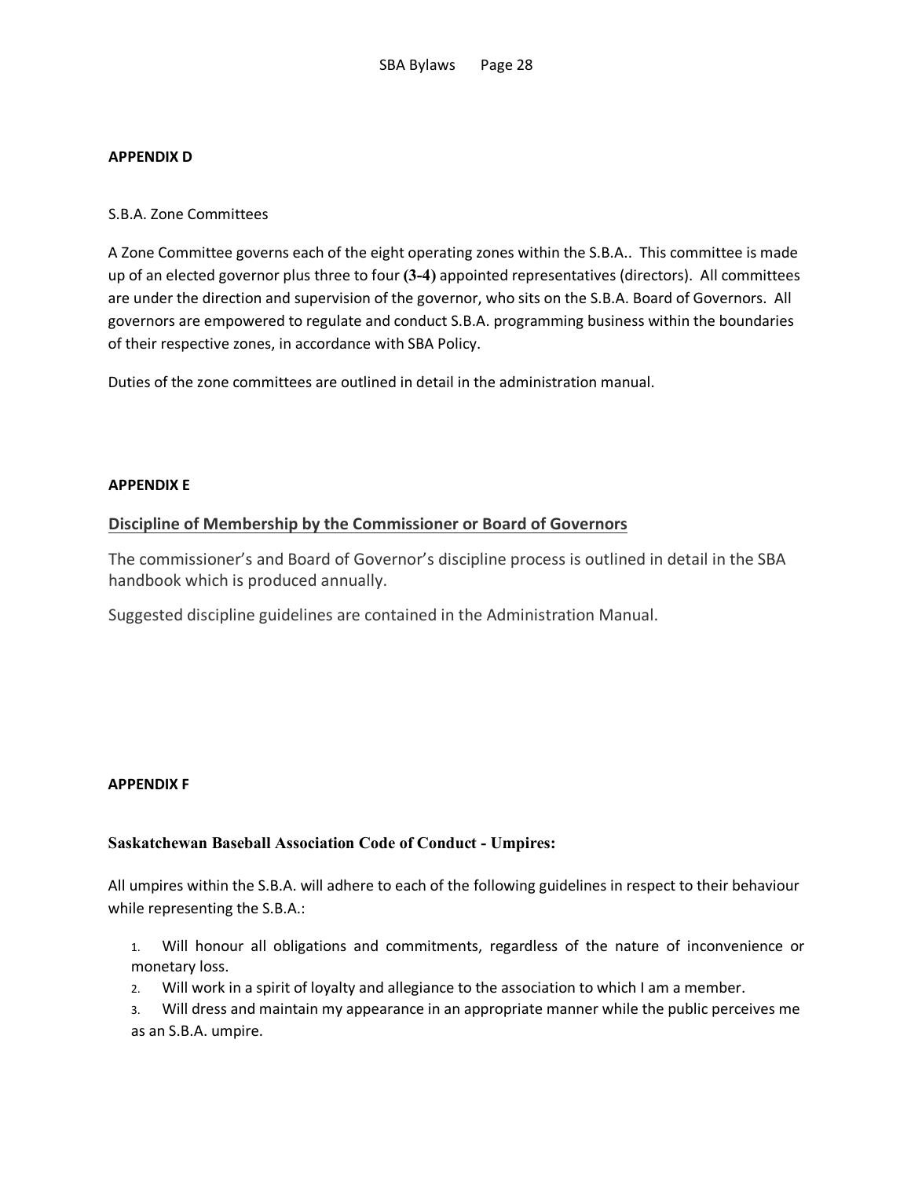**APPENDIX D**

S.B.A. Zone Committees

A Zone Committee governs each of the eight operating zones within the S.B.A.. This committee is made up of an elected governor plus three to four **(3-4)** appointed representatives (directors). All committees are under the direction and supervision of the governor, who sits on the S.B.A. Board of Governors. All governors are empowered to regulate and conduct S.B.A. programming business within the boundaries of their respective zones, in accordance with SBA Policy.

Duties of the zone committees are outlined in detail in the administration manual.

**APPENDIX E**

**<u>Discipline of Membership by the Commissioner or Board of Governors</u>**

The commissioner's and Board of Governor's discipline process is outlined in detail in the SBA handbook which is produced annually.

Suggested discipline guidelines are contained in the Administration Manual.

**APPENDIX F**

**Saskatchewan Baseball Association Code of Conduct - Umpires:**

All umpires within the S.B.A. will adhere to each of the following guidelines in respect to their behaviour while representing the S.B.A.:

1. Will honour all obligations and commitments, regardless of the nature of inconvenience or monetary loss.
2. Will work in a spirit of loyalty and allegiance to the association to which I am a member.
3. Will dress and maintain my appearance in an appropriate manner while the public perceives me as an S.B.A. umpire.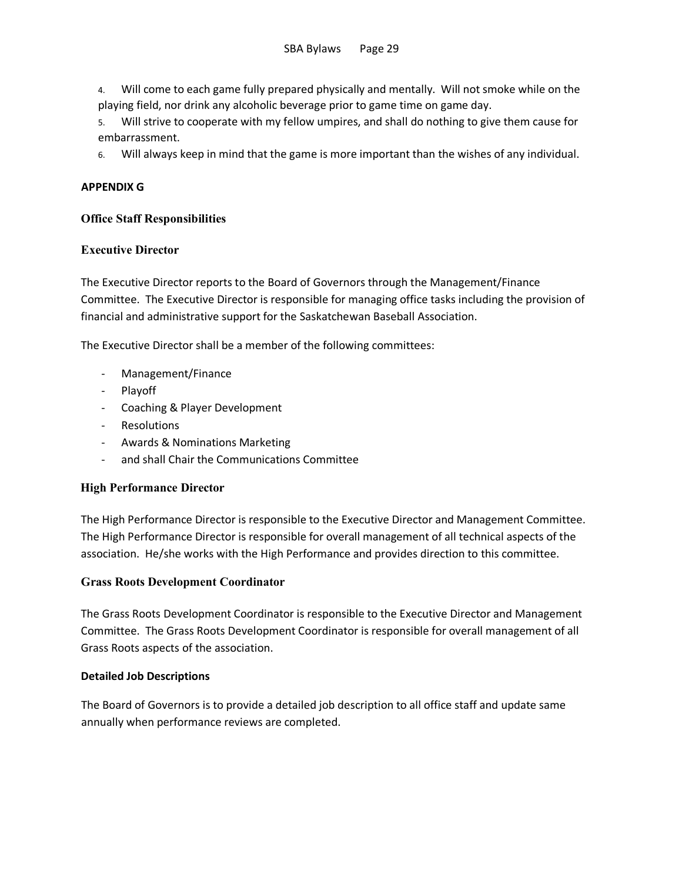4. Will come to each game fully prepared physically and mentally. Will not smoke while on the playing field, nor drink any alcoholic beverage prior to game time on game day.
5. Will strive to cooperate with my fellow umpires, and shall do nothing to give them cause for embarrassment.
6. Will always keep in mind that the game is more important than the wishes of any individual.

**APPENDIX G**

## Office Staff Responsibilities

### Executive Director

The Executive Director reports to the Board of Governors through the Management/Finance Committee. The Executive Director is responsible for managing office tasks including the provision of financial and administrative support for the Saskatchewan Baseball Association.

The Executive Director shall be a member of the following committees:

- Management/Finance
- Playoff
- Coaching & Player Development
- Resolutions
- Awards & Nominations Marketing
- and shall Chair the Communications Committee

### High Performance Director

The High Performance Director is responsible to the Executive Director and Management Committee. The High Performance Director is responsible for overall management of all technical aspects of the association. He/she works with the High Performance and provides direction to this committee.

### Grass Roots Development Coordinator

The Grass Roots Development Coordinator is responsible to the Executive Director and Management Committee. The Grass Roots Development Coordinator is responsible for overall management of all Grass Roots aspects of the association.

**Detailed Job Descriptions**

The Board of Governors is to provide a detailed job description to all office staff and update same annually when performance reviews are completed.